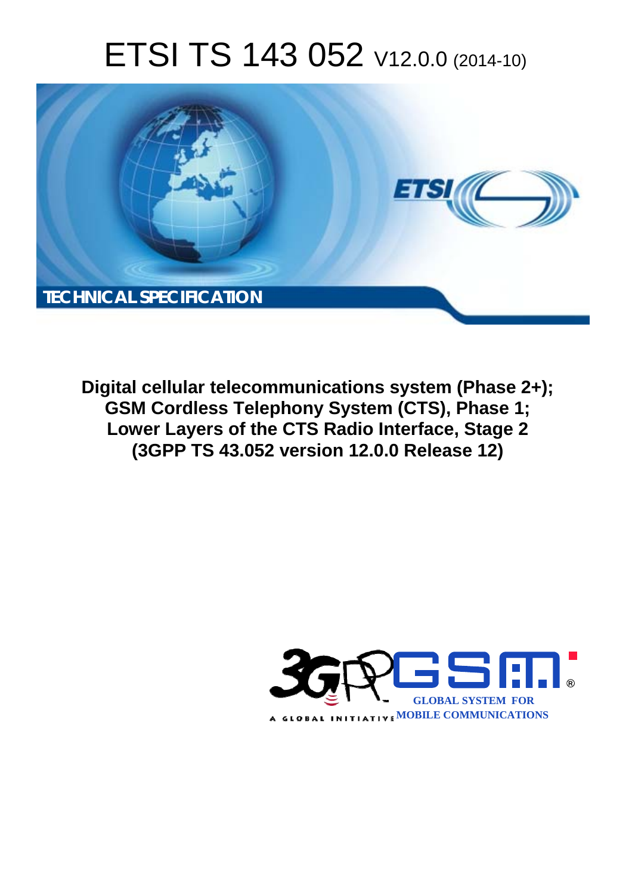# ETSI TS 143 052 V12.0.0 (2014-10)

TECHNICAL SPECIFICATION

**Digital cellular telecommunications system (Phase 2+);**
**GSM Cordless Telephony System (CTS), Phase 1;**
**Lower Layers of the CTS Radio Interface, Stage 2**
**(3GPP TS 43.052 version 12.0.0 Release 12)**

GLOBAL SYSTEM FOR MOBILE COMMUNICATIONS

A GLOBAL INITIATIVE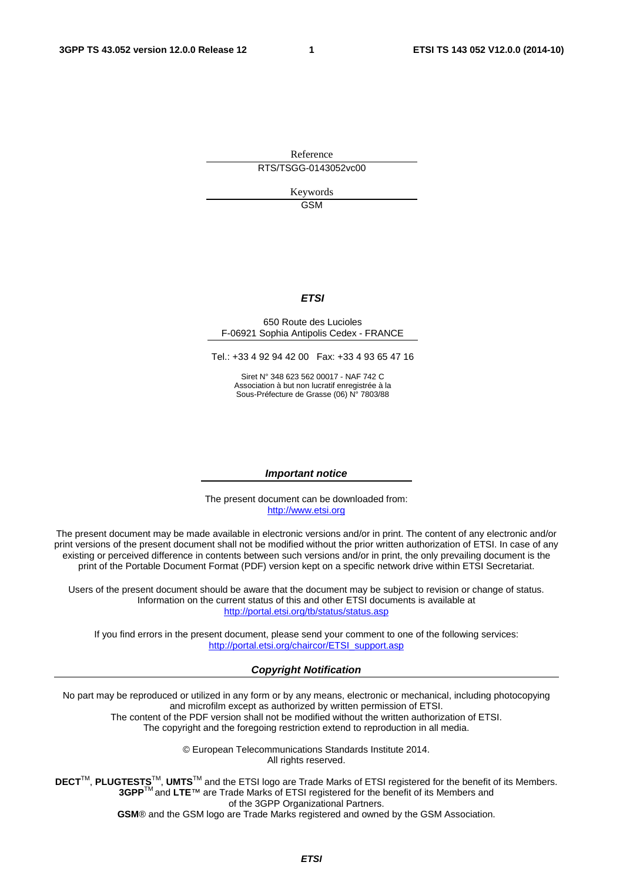Reference

RTS/TSGG-0143052vc00

Keywords

GSM

***ETSI***

650 Route des Lucioles
F-06921 Sophia Antipolis Cedex - FRANCE

Tel.: +33 4 92 94 42 00 Fax: +33 4 93 65 47 16

Siret N° 348 623 562 00017 - NAF 742 C
Association à but non lucratif enregistrée à la
Sous-Préfecture de Grasse (06) N° 7803/88

***Important notice***

The present document can be downloaded from:
http://www.etsi.org

The present document may be made available in electronic versions and/or in print. The content of any electronic and/or print versions of the present document shall not be modified without the prior written authorization of ETSI. In case of any existing or perceived difference in contents between such versions and/or in print, the only prevailing document is the print of the Portable Document Format (PDF) version kept on a specific network drive within ETSI Secretariat.

Users of the present document should be aware that the document may be subject to revision or change of status. Information on the current status of this and other ETSI documents is available at
http://portal.etsi.org/tb/status/status.asp

If you find errors in the present document, please send your comment to one of the following services:
http://portal.etsi.org/chaircor/ETSI_support.asp

***Copyright Notification***

No part may be reproduced or utilized in any form or by any means, electronic or mechanical, including photocopying and microfilm except as authorized by written permission of ETSI.
The content of the PDF version shall not be modified without the written authorization of ETSI.
The copyright and the foregoing restriction extend to reproduction in all media.

© European Telecommunications Standards Institute 2014.
All rights reserved.

**DECT**™, **PLUGTESTS**™, **UMTS**™ and the ETSI logo are Trade Marks of ETSI registered for the benefit of its Members.
**3GPP**™ and **LTE**™ are Trade Marks of ETSI registered for the benefit of its Members and of the 3GPP Organizational Partners.
**GSM**® and the GSM logo are Trade Marks registered and owned by the GSM Association.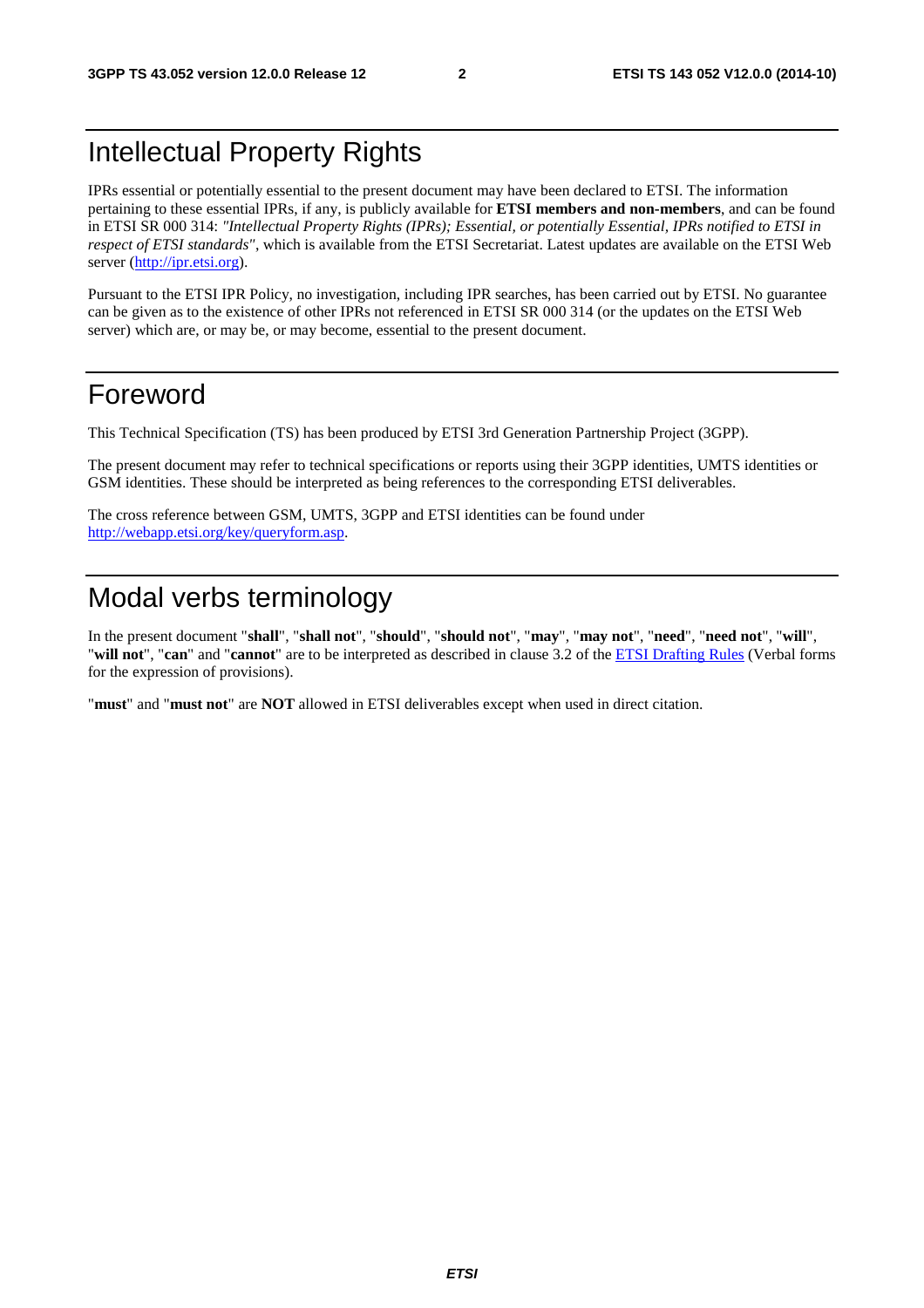# Intellectual Property Rights

IPRs essential or potentially essential to the present document may have been declared to ETSI. The information pertaining to these essential IPRs, if any, is publicly available for **ETSI members and non-members**, and can be found in ETSI SR 000 314: *"Intellectual Property Rights (IPRs); Essential, or potentially Essential, IPRs notified to ETSI in respect of ETSI standards"*, which is available from the ETSI Secretariat. Latest updates are available on the ETSI Web server (http://ipr.etsi.org).

Pursuant to the ETSI IPR Policy, no investigation, including IPR searches, has been carried out by ETSI. No guarantee can be given as to the existence of other IPRs not referenced in ETSI SR 000 314 (or the updates on the ETSI Web server) which are, or may be, or may become, essential to the present document.

# Foreword

This Technical Specification (TS) has been produced by ETSI 3rd Generation Partnership Project (3GPP).

The present document may refer to technical specifications or reports using their 3GPP identities, UMTS identities or GSM identities. These should be interpreted as being references to the corresponding ETSI deliverables.

The cross reference between GSM, UMTS, 3GPP and ETSI identities can be found under http://webapp.etsi.org/key/queryform.asp.

# Modal verbs terminology

In the present document "**shall**", "**shall not**", "**should**", "**should not**", "**may**", "**may not**", "**need**", "**need not**", "**will**", "**will not**", "**can**" and "**cannot**" are to be interpreted as described in clause 3.2 of the ETSI Drafting Rules (Verbal forms for the expression of provisions).

"**must**" and "**must not**" are **NOT** allowed in ETSI deliverables except when used in direct citation.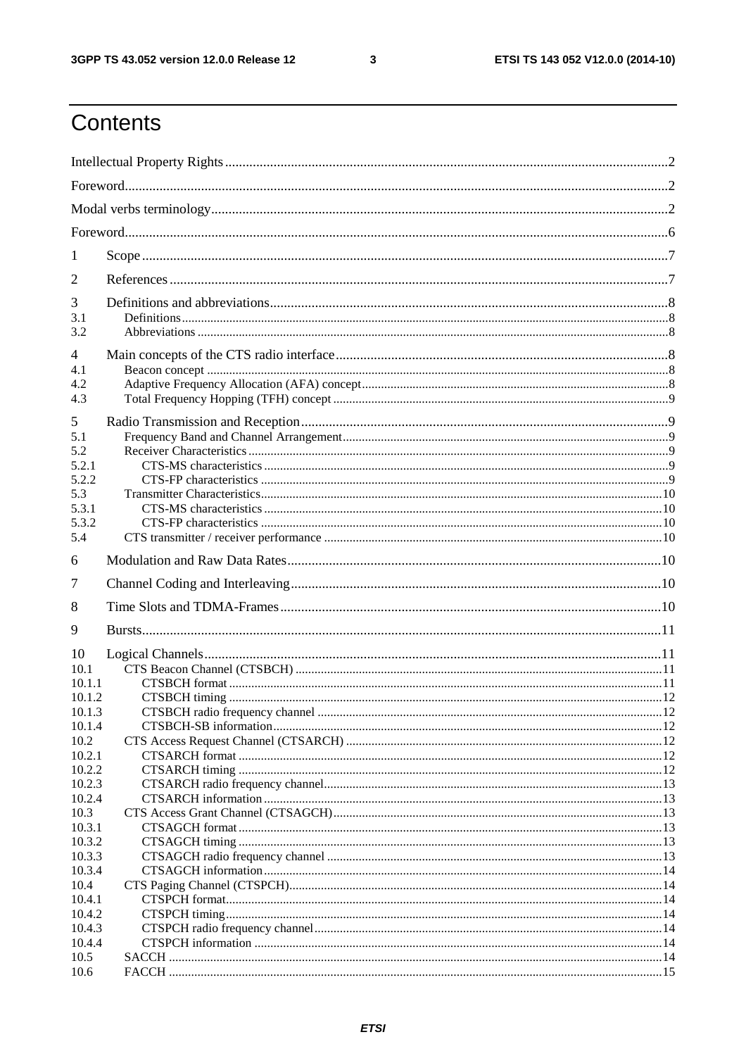# Contents

Intellectual Property Rights ..... 2

Foreword ..... 2

Modal verbs terminology ..... 2

Foreword ..... 6

1 Scope ..... 7

2 References ..... 7

3 Definitions and abbreviations ..... 8
- 3.1 Definitions ..... 8
- 3.2 Abbreviations ..... 8

4 Main concepts of the CTS radio interface ..... 8
- 4.1 Beacon concept ..... 8
- 4.2 Adaptive Frequency Allocation (AFA) concept ..... 8
- 4.3 Total Frequency Hopping (TFH) concept ..... 9

5 Radio Transmission and Reception ..... 9
- 5.1 Frequency Band and Channel Arrangement ..... 9
- 5.2 Receiver Characteristics ..... 9
  - 5.2.1 CTS-MS characteristics ..... 9
  - 5.2.2 CTS-FP characteristics ..... 9
- 5.3 Transmitter Characteristics ..... 10
  - 5.3.1 CTS-MS characteristics ..... 10
  - 5.3.2 CTS-FP characteristics ..... 10
- 5.4 CTS transmitter / receiver performance ..... 10

6 Modulation and Raw Data Rates ..... 10

7 Channel Coding and Interleaving ..... 10

8 Time Slots and TDMA-Frames ..... 10

9 Bursts ..... 11

10 Logical Channels ..... 11
- 10.1 CTS Beacon Channel (CTSBCH) ..... 11
  - 10.1.1 CTSBCH format ..... 11
  - 10.1.2 CTSBCH timing ..... 12
  - 10.1.3 CTSBCH radio frequency channel ..... 12
  - 10.1.4 CTSBCH-SB information ..... 12
- 10.2 CTS Access Request Channel (CTSARCH) ..... 12
  - 10.2.1 CTSARCH format ..... 12
  - 10.2.2 CTSARCH timing ..... 12
  - 10.2.3 CTSARCH radio frequency channel ..... 13
  - 10.2.4 CTSARCH information ..... 13
- 10.3 CTS Access Grant Channel (CTSAGCH) ..... 13
  - 10.3.1 CTSAGCH format ..... 13
  - 10.3.2 CTSAGCH timing ..... 13
  - 10.3.3 CTSAGCH radio frequency channel ..... 13
  - 10.3.4 CTSAGCH information ..... 14
- 10.4 CTS Paging Channel (CTSPCH) ..... 14
  - 10.4.1 CTSPCH format ..... 14
  - 10.4.2 CTSPCH timing ..... 14
  - 10.4.3 CTSPCH radio frequency channel ..... 14
  - 10.4.4 CTSPCH information ..... 14
- 10.5 SACCH ..... 14
- 10.6 FACCH ..... 15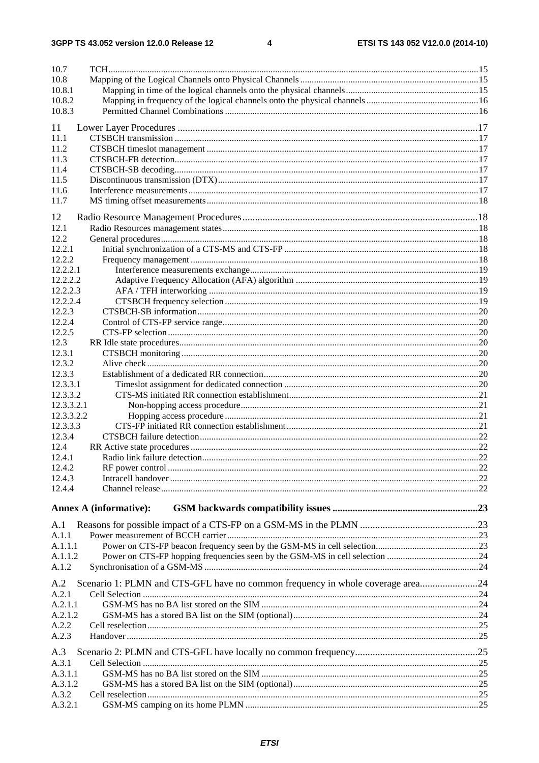10.7 TCH ...15
10.8 Mapping of the Logical Channels onto Physical Channels ...15
10.8.1 Mapping in time of the logical channels onto the physical channels ...15
10.8.2 Mapping in frequency of the logical channels onto the physical channels ...16
10.8.3 Permitted Channel Combinations ...16

11 Lower Layer Procedures ...17
11.1 CTSBCH transmission ...17
11.2 CTSBCH timeslot management ...17
11.3 CTSBCH-FB detection...17
11.4 CTSBCH-SB decoding...17
11.5 Discontinuous transmission (DTX) ...17
11.6 Interference measurements...17
11.7 MS timing offset measurements ...18

12 Radio Resource Management Procedures...18
12.1 Radio Resources management states...18
12.2 General procedures...18
12.2.1 Initial synchronization of a CTS-MS and CTS-FP ...18
12.2.2 Frequency management ...18
12.2.2.1 Interference measurements exchange...19
12.2.2.2 Adaptive Frequency Allocation (AFA) algorithm ...19
12.2.2.3 AFA / TFH interworking ...19
12.2.2.4 CTSBCH frequency selection ...19
12.2.3 CTSBCH-SB information...20
12.2.4 Control of CTS-FP service range...20
12.2.5 CTS-FP selection ...20
12.3 RR Idle state procedures...20
12.3.1 CTSBCH monitoring ...20
12.3.2 Alive check ...20
12.3.3 Establishment of a dedicated RR connection...20
12.3.3.1 Timeslot assignment for dedicated connection ...20
12.3.3.2 CTS-MS initiated RR connection establishment...21
12.3.3.2.1 Non-hopping access procedure...21
12.3.3.2.2 Hopping access procedure ...21
12.3.3.3 CTS-FP initiated RR connection establishment...21
12.3.4 CTSBCH failure detection...22
12.4 RR Active state procedures ...22
12.4.1 Radio link failure detection...22
12.4.2 RF power control ...22
12.4.3 Intracell handover ...22
12.4.4 Channel release ...22

**Annex A (informative): GSM backwards compatibility issues ...23**

A.1 Reasons for possible impact of a CTS-FP on a GSM-MS in the PLMN ...23
A.1.1 Power measurement of BCCH carrier...23
A.1.1.1 Power on CTS-FP beacon frequency seen by the GSM-MS in cell selection...23
A.1.1.2 Power on CTS-FP hopping frequencies seen by the GSM-MS in cell selection ...24
A.1.2 Synchronisation of a GSM-MS ...24

A.2 Scenario 1: PLMN and CTS-GFL have no common frequency in whole coverage area...24
A.2.1 Cell Selection ...24
A.2.1.1 GSM-MS has no BA list stored on the SIM ...24
A.2.1.2 GSM-MS has a stored BA list on the SIM (optional)...24
A.2.2 Cell reselection...25
A.2.3 Handover ...25

A.3 Scenario 2: PLMN and CTS-GFL have locally no common frequency...25
A.3.1 Cell Selection ...25
A.3.1.1 GSM-MS has no BA list stored on the SIM ...25
A.3.1.2 GSM-MS has a stored BA list on the SIM (optional)...25
A.3.2 Cell reselection...25
A.3.2.1 GSM-MS camping on its home PLMN ...25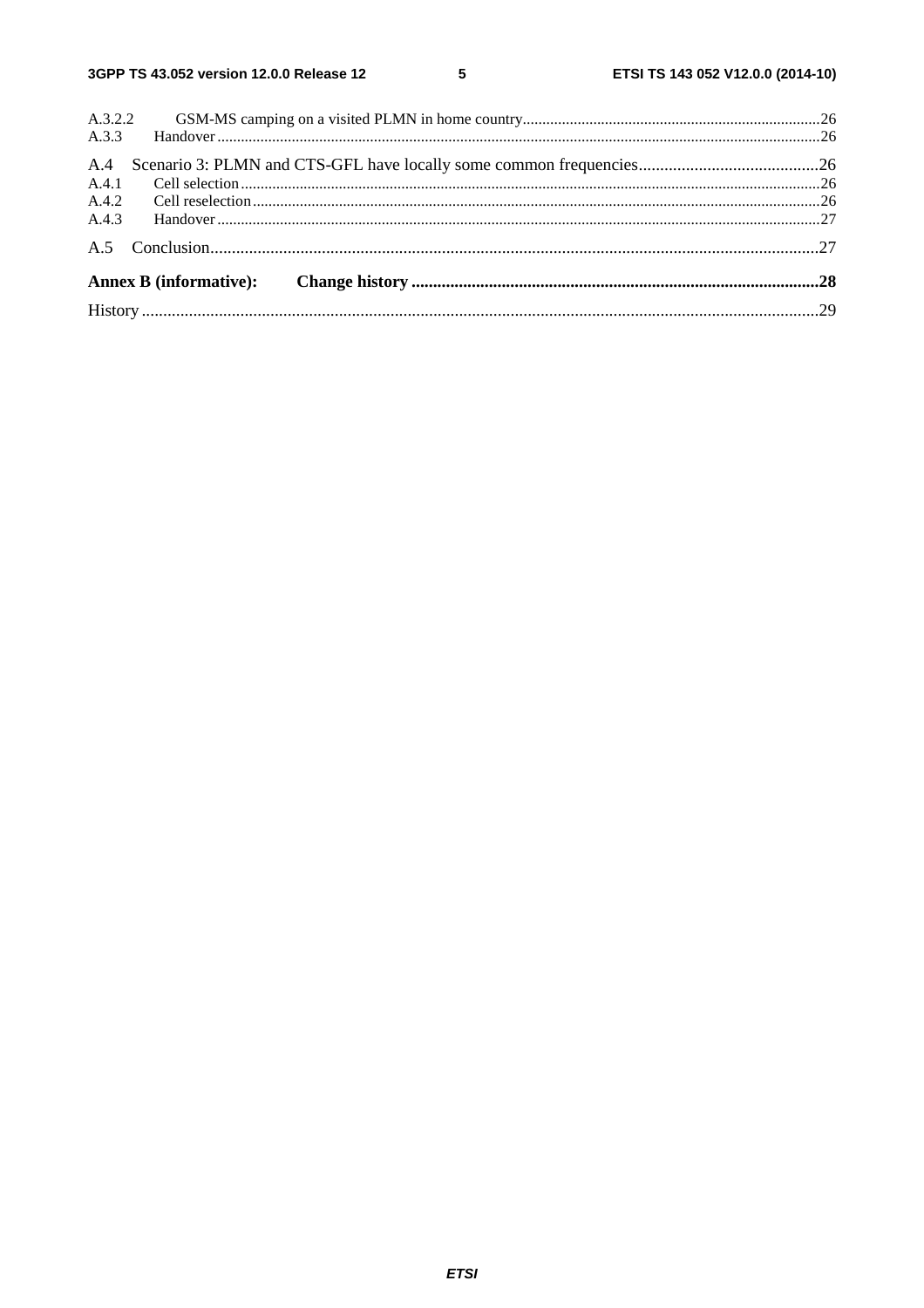A.3.2.2 GSM-MS camping on a visited PLMN in home country ........................................................................ 26
A.3.3 Handover ........................................................................................................................................... 26

A.4 Scenario 3: PLMN and CTS-GFL have locally some common frequencies ........................................ 26
A.4.1 Cell selection ..................................................................................................................................... 26
A.4.2 Cell reselection .................................................................................................................................. 26
A.4.3 Handover ........................................................................................................................................... 27

A.5 Conclusion ........................................................................................................................................... 27

**Annex B (informative): Change history** ........................................................................................... **28**

History ........................................................................................................................................................ 29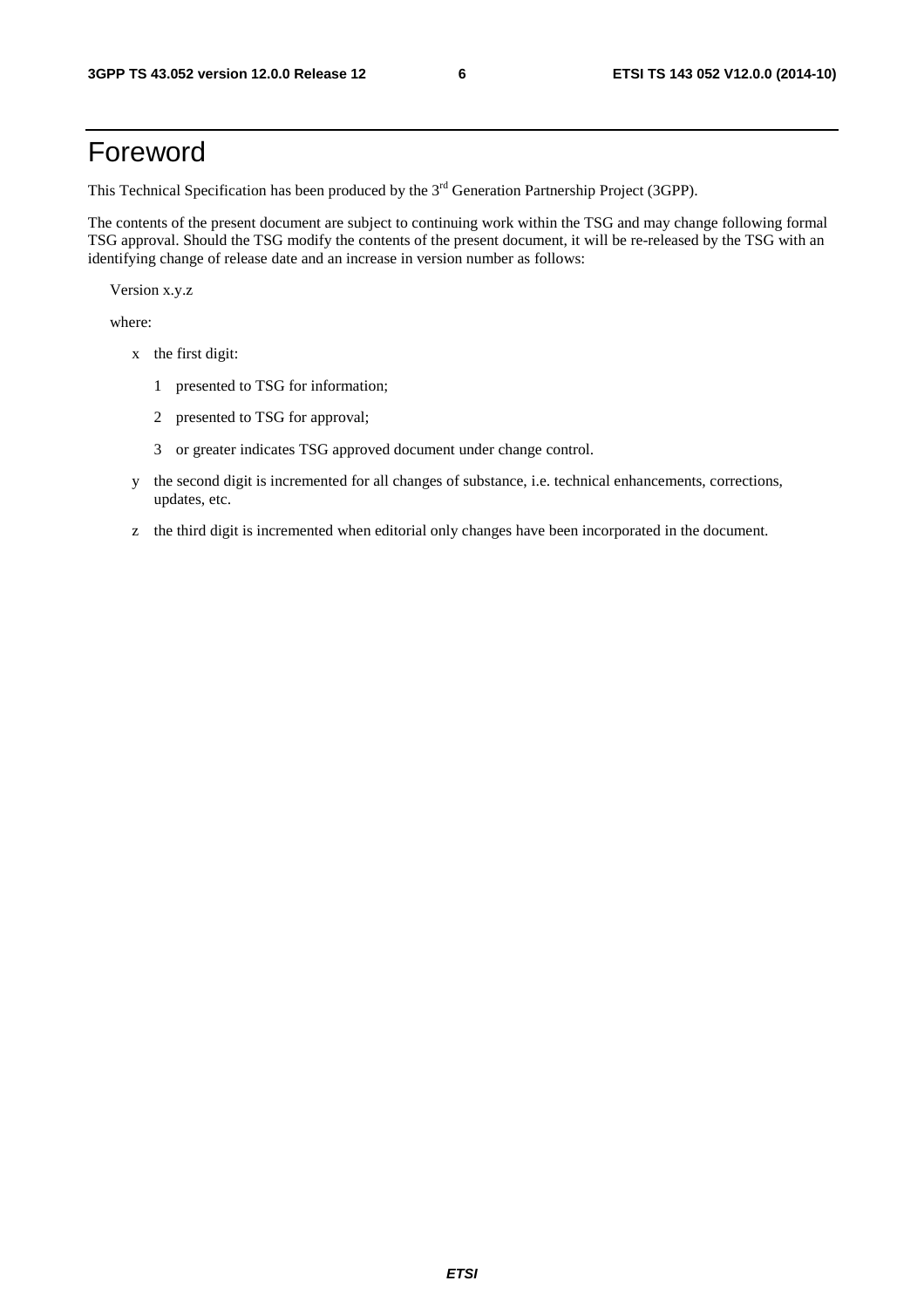# Foreword

This Technical Specification has been produced by the 3rd Generation Partnership Project (3GPP).

The contents of the present document are subject to continuing work within the TSG and may change following formal TSG approval. Should the TSG modify the contents of the present document, it will be re-released by the TSG with an identifying change of release date and an increase in version number as follows:

Version x.y.z

where:

- x the first digit:
  - 1 presented to TSG for information;
  - 2 presented to TSG for approval;
  - 3 or greater indicates TSG approved document under change control.
- y the second digit is incremented for all changes of substance, i.e. technical enhancements, corrections, updates, etc.
- z the third digit is incremented when editorial only changes have been incorporated in the document.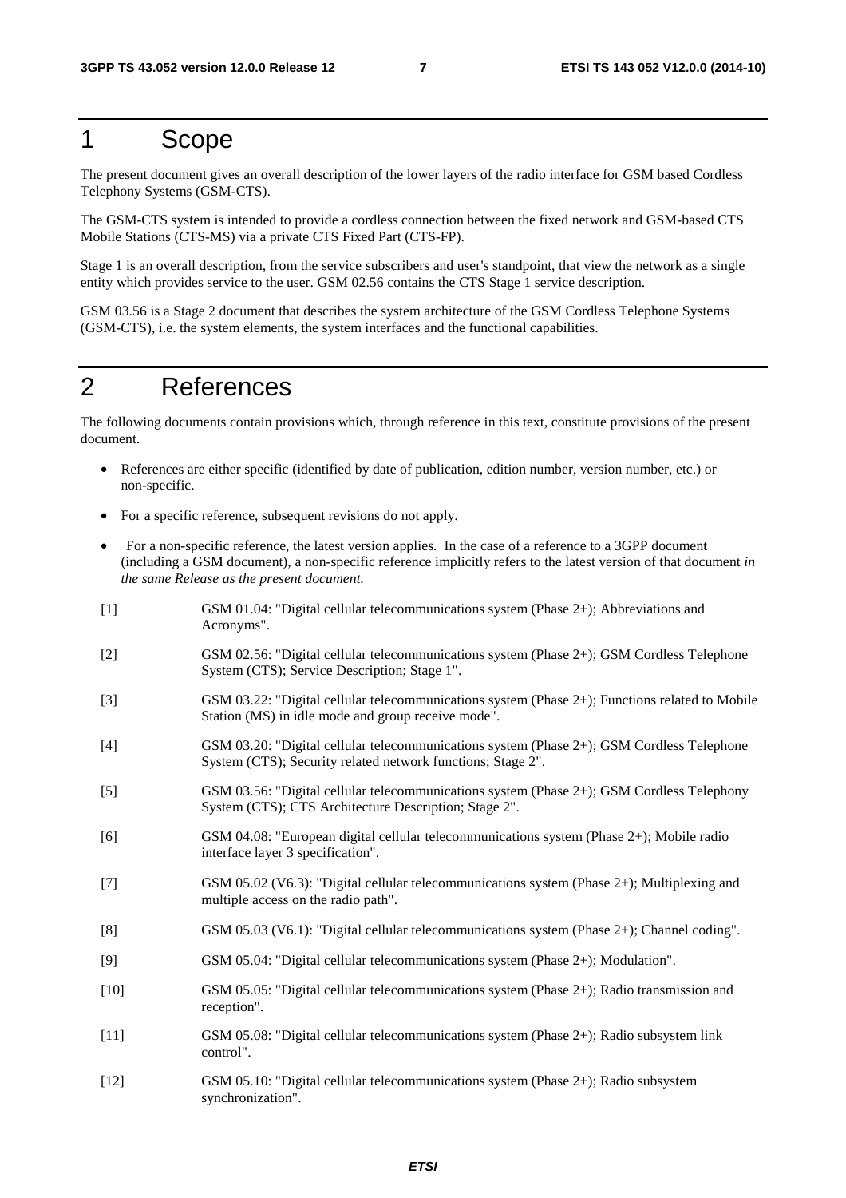# 1 Scope

The present document gives an overall description of the lower layers of the radio interface for GSM based Cordless Telephony Systems (GSM-CTS).

The GSM-CTS system is intended to provide a cordless connection between the fixed network and GSM-based CTS Mobile Stations (CTS-MS) via a private CTS Fixed Part (CTS-FP).

Stage 1 is an overall description, from the service subscribers and user's standpoint, that view the network as a single entity which provides service to the user. GSM 02.56 contains the CTS Stage 1 service description.

GSM 03.56 is a Stage 2 document that describes the system architecture of the GSM Cordless Telephone Systems (GSM-CTS), i.e. the system elements, the system interfaces and the functional capabilities.

# 2 References

The following documents contain provisions which, through reference in this text, constitute provisions of the present document.

- References are either specific (identified by date of publication, edition number, version number, etc.) or non-specific.
- For a specific reference, subsequent revisions do not apply.
- For a non-specific reference, the latest version applies. In the case of a reference to a 3GPP document (including a GSM document), a non-specific reference implicitly refers to the latest version of that document *in the same Release as the present document.*

[1] GSM 01.04: "Digital cellular telecommunications system (Phase 2+); Abbreviations and Acronyms".

[2] GSM 02.56: "Digital cellular telecommunications system (Phase 2+); GSM Cordless Telephone System (CTS); Service Description; Stage 1".

[3] GSM 03.22: "Digital cellular telecommunications system (Phase 2+); Functions related to Mobile Station (MS) in idle mode and group receive mode".

[4] GSM 03.20: "Digital cellular telecommunications system (Phase 2+); GSM Cordless Telephone System (CTS); Security related network functions; Stage 2".

[5] GSM 03.56: "Digital cellular telecommunications system (Phase 2+); GSM Cordless Telephony System (CTS); CTS Architecture Description; Stage 2".

[6] GSM 04.08: "European digital cellular telecommunications system (Phase 2+); Mobile radio interface layer 3 specification".

[7] GSM 05.02 (V6.3): "Digital cellular telecommunications system (Phase 2+); Multiplexing and multiple access on the radio path".

[8] GSM 05.03 (V6.1): "Digital cellular telecommunications system (Phase 2+); Channel coding".

[9] GSM 05.04: "Digital cellular telecommunications system (Phase 2+); Modulation".

[10] GSM 05.05: "Digital cellular telecommunications system (Phase 2+); Radio transmission and reception".

[11] GSM 05.08: "Digital cellular telecommunications system (Phase 2+); Radio subsystem link control".

[12] GSM 05.10: "Digital cellular telecommunications system (Phase 2+); Radio subsystem synchronization".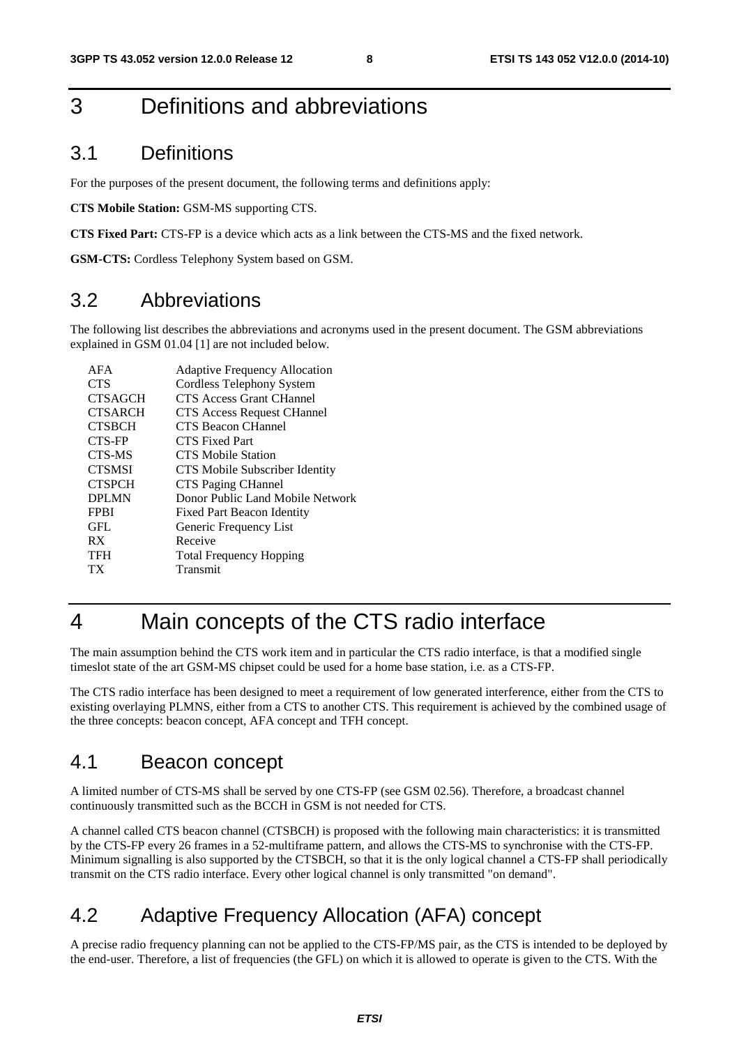# 3 Definitions and abbreviations

## 3.1 Definitions

For the purposes of the present document, the following terms and definitions apply:

**CTS Mobile Station:** GSM-MS supporting CTS.

**CTS Fixed Part:** CTS-FP is a device which acts as a link between the CTS-MS and the fixed network.

**GSM-CTS:** Cordless Telephony System based on GSM.

## 3.2 Abbreviations

The following list describes the abbreviations and acronyms used in the present document. The GSM abbreviations explained in GSM 01.04 [1] are not included below.

| | |
|---|---|
| AFA | Adaptive Frequency Allocation |
| CTS | Cordless Telephony System |
| CTSAGCH | CTS Access Grant CHannel |
| CTSARCH | CTS Access Request CHannel |
| CTSBCH | CTS Beacon CHannel |
| CTS-FP | CTS Fixed Part |
| CTS-MS | CTS Mobile Station |
| CTSMSI | CTS Mobile Subscriber Identity |
| CTSPCH | CTS Paging CHannel |
| DPLMN | Donor Public Land Mobile Network |
| FPBI | Fixed Part Beacon Identity |
| GFL | Generic Frequency List |
| RX | Receive |
| TFH | Total Frequency Hopping |
| TX | Transmit |

# 4 Main concepts of the CTS radio interface

The main assumption behind the CTS work item and in particular the CTS radio interface, is that a modified single timeslot state of the art GSM-MS chipset could be used for a home base station, i.e. as a CTS-FP.

The CTS radio interface has been designed to meet a requirement of low generated interference, either from the CTS to existing overlaying PLMNS, either from a CTS to another CTS. This requirement is achieved by the combined usage of the three concepts: beacon concept, AFA concept and TFH concept.

## 4.1 Beacon concept

A limited number of CTS-MS shall be served by one CTS-FP (see GSM 02.56). Therefore, a broadcast channel continuously transmitted such as the BCCH in GSM is not needed for CTS.

A channel called CTS beacon channel (CTSBCH) is proposed with the following main characteristics: it is transmitted by the CTS-FP every 26 frames in a 52-multiframe pattern, and allows the CTS-MS to synchronise with the CTS-FP. Minimum signalling is also supported by the CTSBCH, so that it is the only logical channel a CTS-FP shall periodically transmit on the CTS radio interface. Every other logical channel is only transmitted "on demand".

## 4.2 Adaptive Frequency Allocation (AFA) concept

A precise radio frequency planning can not be applied to the CTS-FP/MS pair, as the CTS is intended to be deployed by the end-user. Therefore, a list of frequencies (the GFL) on which it is allowed to operate is given to the CTS. With the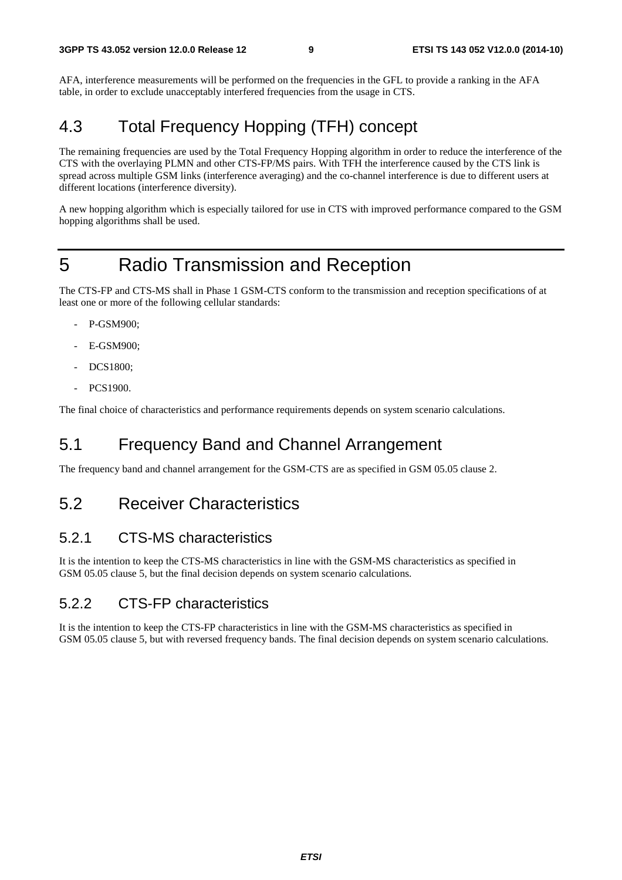AFA, interference measurements will be performed on the frequencies in the GFL to provide a ranking in the AFA table, in order to exclude unacceptably interfered frequencies from the usage in CTS.

## 4.3 Total Frequency Hopping (TFH) concept

The remaining frequencies are used by the Total Frequency Hopping algorithm in order to reduce the interference of the CTS with the overlaying PLMN and other CTS-FP/MS pairs. With TFH the interference caused by the CTS link is spread across multiple GSM links (interference averaging) and the co-channel interference is due to different users at different locations (interference diversity).

A new hopping algorithm which is especially tailored for use in CTS with improved performance compared to the GSM hopping algorithms shall be used.

# 5 Radio Transmission and Reception

The CTS-FP and CTS-MS shall in Phase 1 GSM-CTS conform to the transmission and reception specifications of at least one or more of the following cellular standards:

- P-GSM900;
- E-GSM900;
- DCS1800;
- PCS1900.

The final choice of characteristics and performance requirements depends on system scenario calculations.

## 5.1 Frequency Band and Channel Arrangement

The frequency band and channel arrangement for the GSM-CTS are as specified in GSM 05.05 clause 2.

## 5.2 Receiver Characteristics

### 5.2.1 CTS-MS characteristics

It is the intention to keep the CTS-MS characteristics in line with the GSM-MS characteristics as specified in GSM 05.05 clause 5, but the final decision depends on system scenario calculations.

### 5.2.2 CTS-FP characteristics

It is the intention to keep the CTS-FP characteristics in line with the GSM-MS characteristics as specified in GSM 05.05 clause 5, but with reversed frequency bands. The final decision depends on system scenario calculations.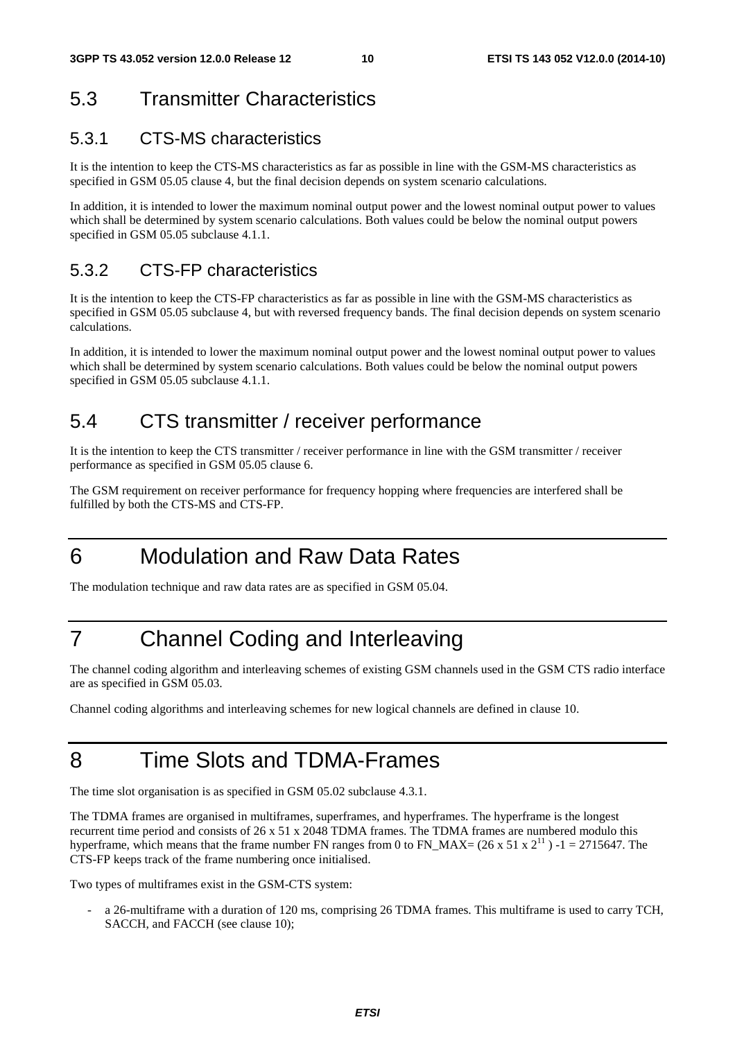## 5.3 Transmitter Characteristics

### 5.3.1 CTS-MS characteristics

It is the intention to keep the CTS-MS characteristics as far as possible in line with the GSM-MS characteristics as specified in GSM 05.05 clause 4, but the final decision depends on system scenario calculations.

In addition, it is intended to lower the maximum nominal output power and the lowest nominal output power to values which shall be determined by system scenario calculations. Both values could be below the nominal output powers specified in GSM 05.05 subclause 4.1.1.

### 5.3.2 CTS-FP characteristics

It is the intention to keep the CTS-FP characteristics as far as possible in line with the GSM-MS characteristics as specified in GSM 05.05 subclause 4, but with reversed frequency bands. The final decision depends on system scenario calculations.

In addition, it is intended to lower the maximum nominal output power and the lowest nominal output power to values which shall be determined by system scenario calculations. Both values could be below the nominal output powers specified in GSM 05.05 subclause 4.1.1.

## 5.4 CTS transmitter / receiver performance

It is the intention to keep the CTS transmitter / receiver performance in line with the GSM transmitter / receiver performance as specified in GSM 05.05 clause 6.

The GSM requirement on receiver performance for frequency hopping where frequencies are interfered shall be fulfilled by both the CTS-MS and CTS-FP.

# 6 Modulation and Raw Data Rates

The modulation technique and raw data rates are as specified in GSM 05.04.

# 7 Channel Coding and Interleaving

The channel coding algorithm and interleaving schemes of existing GSM channels used in the GSM CTS radio interface are as specified in GSM 05.03.

Channel coding algorithms and interleaving schemes for new logical channels are defined in clause 10.

# 8 Time Slots and TDMA-Frames

The time slot organisation is as specified in GSM 05.02 subclause 4.3.1.

The TDMA frames are organised in multiframes, superframes, and hyperframes. The hyperframe is the longest recurrent time period and consists of 26 x 51 x 2048 TDMA frames. The TDMA frames are numbered modulo this hyperframe, which means that the frame number FN ranges from 0 to FN_MAX= $(26 \times 51 \times 2^{11}) - 1 = 2715647$. The CTS-FP keeps track of the frame numbering once initialised.

Two types of multiframes exist in the GSM-CTS system:

- a 26-multiframe with a duration of 120 ms, comprising 26 TDMA frames. This multiframe is used to carry TCH, SACCH, and FACCH (see clause 10);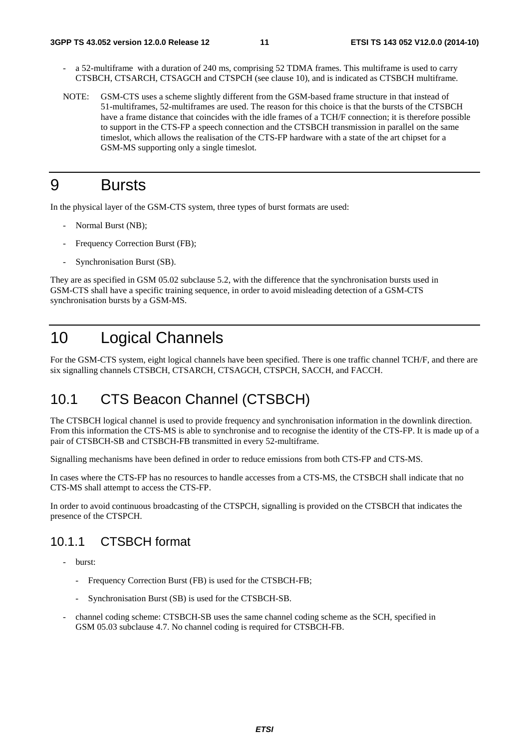- a 52-multiframe with a duration of 240 ms, comprising 52 TDMA frames. This multiframe is used to carry CTSBCH, CTSARCH, CTSAGCH and CTSPCH (see clause 10), and is indicated as CTSBCH multiframe.

NOTE: GSM-CTS uses a scheme slightly different from the GSM-based frame structure in that instead of 51-multiframes, 52-multiframes are used. The reason for this choice is that the bursts of the CTSBCH have a frame distance that coincides with the idle frames of a TCH/F connection; it is therefore possible to support in the CTS-FP a speech connection and the CTSBCH transmission in parallel on the same timeslot, which allows the realisation of the CTS-FP hardware with a state of the art chipset for a GSM-MS supporting only a single timeslot.

# 9 Bursts

In the physical layer of the GSM-CTS system, three types of burst formats are used:

- Normal Burst (NB);
- Frequency Correction Burst (FB);
- Synchronisation Burst (SB).

They are as specified in GSM 05.02 subclause 5.2, with the difference that the synchronisation bursts used in GSM-CTS shall have a specific training sequence, in order to avoid misleading detection of a GSM-CTS synchronisation bursts by a GSM-MS.

# 10 Logical Channels

For the GSM-CTS system, eight logical channels have been specified. There is one traffic channel TCH/F, and there are six signalling channels CTSBCH, CTSARCH, CTSAGCH, CTSPCH, SACCH, and FACCH.

## 10.1 CTS Beacon Channel (CTSBCH)

The CTSBCH logical channel is used to provide frequency and synchronisation information in the downlink direction. From this information the CTS-MS is able to synchronise and to recognise the identity of the CTS-FP. It is made up of a pair of CTSBCH-SB and CTSBCH-FB transmitted in every 52-multiframe.

Signalling mechanisms have been defined in order to reduce emissions from both CTS-FP and CTS-MS.

In cases where the CTS-FP has no resources to handle accesses from a CTS-MS, the CTSBCH shall indicate that no CTS-MS shall attempt to access the CTS-FP.

In order to avoid continuous broadcasting of the CTSPCH, signalling is provided on the CTSBCH that indicates the presence of the CTSPCH.

### 10.1.1 CTSBCH format

- burst:
  - Frequency Correction Burst (FB) is used for the CTSBCH-FB;
  - Synchronisation Burst (SB) is used for the CTSBCH-SB.
- channel coding scheme: CTSBCH-SB uses the same channel coding scheme as the SCH, specified in GSM 05.03 subclause 4.7. No channel coding is required for CTSBCH-FB.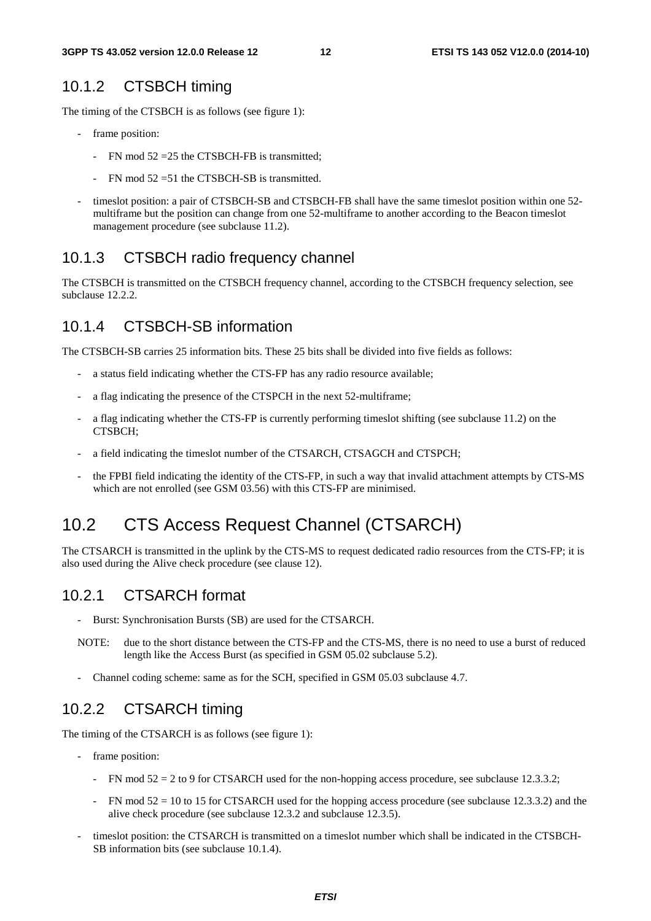### 10.1.2 CTSBCH timing

The timing of the CTSBCH is as follows (see figure 1):

- frame position:
  - FN mod 52 =25 the CTSBCH-FB is transmitted;
  - FN mod 52 =51 the CTSBCH-SB is transmitted.
- timeslot position: a pair of CTSBCH-SB and CTSBCH-FB shall have the same timeslot position within one 52-multiframe but the position can change from one 52-multiframe to another according to the Beacon timeslot management procedure (see subclause 11.2).

### 10.1.3 CTSBCH radio frequency channel

The CTSBCH is transmitted on the CTSBCH frequency channel, according to the CTSBCH frequency selection, see subclause 12.2.2.

### 10.1.4 CTSBCH-SB information

The CTSBCH-SB carries 25 information bits. These 25 bits shall be divided into five fields as follows:

- a status field indicating whether the CTS-FP has any radio resource available;
- a flag indicating the presence of the CTSPCH in the next 52-multiframe;
- a flag indicating whether the CTS-FP is currently performing timeslot shifting (see subclause 11.2) on the CTSBCH;
- a field indicating the timeslot number of the CTSARCH, CTSAGCH and CTSPCH;
- the FPBI field indicating the identity of the CTS-FP, in such a way that invalid attachment attempts by CTS-MS which are not enrolled (see GSM 03.56) with this CTS-FP are minimised.

## 10.2 CTS Access Request Channel (CTSARCH)

The CTSARCH is transmitted in the uplink by the CTS-MS to request dedicated radio resources from the CTS-FP; it is also used during the Alive check procedure (see clause 12).

### 10.2.1 CTSARCH format

- Burst: Synchronisation Bursts (SB) are used for the CTSARCH.

NOTE: due to the short distance between the CTS-FP and the CTS-MS, there is no need to use a burst of reduced length like the Access Burst (as specified in GSM 05.02 subclause 5.2).

- Channel coding scheme: same as for the SCH, specified in GSM 05.03 subclause 4.7.

### 10.2.2 CTSARCH timing

The timing of the CTSARCH is as follows (see figure 1):

- frame position:
  - FN mod 52 = 2 to 9 for CTSARCH used for the non-hopping access procedure, see subclause 12.3.3.2;
  - FN mod 52 = 10 to 15 for CTSARCH used for the hopping access procedure (see subclause 12.3.3.2) and the alive check procedure (see subclause 12.3.2 and subclause 12.3.5).
- timeslot position: the CTSARCH is transmitted on a timeslot number which shall be indicated in the CTSBCH-SB information bits (see subclause 10.1.4).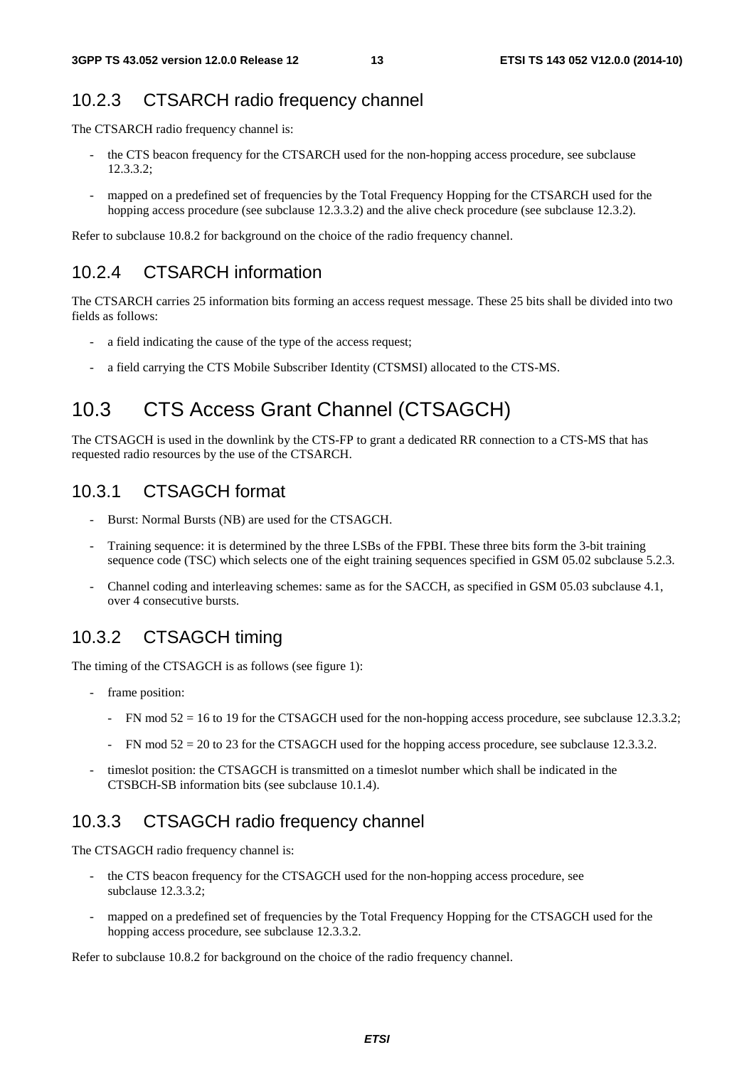### 10.2.3 CTSARCH radio frequency channel

The CTSARCH radio frequency channel is:

- the CTS beacon frequency for the CTSARCH used for the non-hopping access procedure, see subclause 12.3.3.2;
- mapped on a predefined set of frequencies by the Total Frequency Hopping for the CTSARCH used for the hopping access procedure (see subclause 12.3.3.2) and the alive check procedure (see subclause 12.3.2).

Refer to subclause 10.8.2 for background on the choice of the radio frequency channel.

### 10.2.4 CTSARCH information

The CTSARCH carries 25 information bits forming an access request message. These 25 bits shall be divided into two fields as follows:

- a field indicating the cause of the type of the access request;
- a field carrying the CTS Mobile Subscriber Identity (CTSMSI) allocated to the CTS-MS.

## 10.3 CTS Access Grant Channel (CTSAGCH)

The CTSAGCH is used in the downlink by the CTS-FP to grant a dedicated RR connection to a CTS-MS that has requested radio resources by the use of the CTSARCH.

### 10.3.1 CTSAGCH format

- Burst: Normal Bursts (NB) are used for the CTSAGCH.
- Training sequence: it is determined by the three LSBs of the FPBI. These three bits form the 3-bit training sequence code (TSC) which selects one of the eight training sequences specified in GSM 05.02 subclause 5.2.3.
- Channel coding and interleaving schemes: same as for the SACCH, as specified in GSM 05.03 subclause 4.1, over 4 consecutive bursts.

### 10.3.2 CTSAGCH timing

The timing of the CTSAGCH is as follows (see figure 1):

- frame position:
  - FN mod 52 = 16 to 19 for the CTSAGCH used for the non-hopping access procedure, see subclause 12.3.3.2;
  - FN mod 52 = 20 to 23 for the CTSAGCH used for the hopping access procedure, see subclause 12.3.3.2.
- timeslot position: the CTSAGCH is transmitted on a timeslot number which shall be indicated in the CTSBCH-SB information bits (see subclause 10.1.4).

### 10.3.3 CTSAGCH radio frequency channel

The CTSAGCH radio frequency channel is:

- the CTS beacon frequency for the CTSAGCH used for the non-hopping access procedure, see subclause 12.3.3.2;
- mapped on a predefined set of frequencies by the Total Frequency Hopping for the CTSAGCH used for the hopping access procedure, see subclause 12.3.3.2.

Refer to subclause 10.8.2 for background on the choice of the radio frequency channel.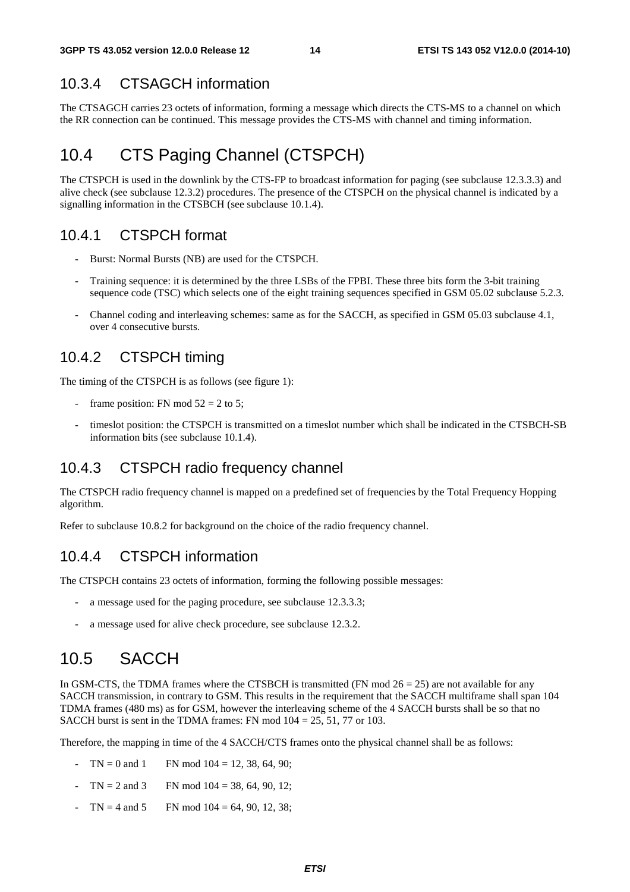### 10.3.4 CTSAGCH information

The CTSAGCH carries 23 octets of information, forming a message which directs the CTS-MS to a channel on which the RR connection can be continued. This message provides the CTS-MS with channel and timing information.

## 10.4 CTS Paging Channel (CTSPCH)

The CTSPCH is used in the downlink by the CTS-FP to broadcast information for paging (see subclause 12.3.3.3) and alive check (see subclause 12.3.2) procedures. The presence of the CTSPCH on the physical channel is indicated by a signalling information in the CTSBCH (see subclause 10.1.4).

### 10.4.1 CTSPCH format

- Burst: Normal Bursts (NB) are used for the CTSPCH.
- Training sequence: it is determined by the three LSBs of the FPBI. These three bits form the 3-bit training sequence code (TSC) which selects one of the eight training sequences specified in GSM 05.02 subclause 5.2.3.
- Channel coding and interleaving schemes: same as for the SACCH, as specified in GSM 05.03 subclause 4.1, over 4 consecutive bursts.

### 10.4.2 CTSPCH timing

The timing of the CTSPCH is as follows (see figure 1):

- frame position: FN mod 52 = 2 to 5;
- timeslot position: the CTSPCH is transmitted on a timeslot number which shall be indicated in the CTSBCH-SB information bits (see subclause 10.1.4).

### 10.4.3 CTSPCH radio frequency channel

The CTSPCH radio frequency channel is mapped on a predefined set of frequencies by the Total Frequency Hopping algorithm.

Refer to subclause 10.8.2 for background on the choice of the radio frequency channel.

### 10.4.4 CTSPCH information

The CTSPCH contains 23 octets of information, forming the following possible messages:

- a message used for the paging procedure, see subclause 12.3.3.3;
- a message used for alive check procedure, see subclause 12.3.2.

## 10.5 SACCH

In GSM-CTS, the TDMA frames where the CTSBCH is transmitted (FN mod 26 = 25) are not available for any SACCH transmission, in contrary to GSM. This results in the requirement that the SACCH multiframe shall span 104 TDMA frames (480 ms) as for GSM, however the interleaving scheme of the 4 SACCH bursts shall be so that no SACCH burst is sent in the TDMA frames: FN mod 104 = 25, 51, 77 or 103.

Therefore, the mapping in time of the 4 SACCH/CTS frames onto the physical channel shall be as follows:

- TN = 0 and 1 FN mod 104 = 12, 38, 64, 90;
- TN = 2 and 3 FN mod 104 = 38, 64, 90, 12;
- TN = 4 and 5 FN mod 104 = 64, 90, 12, 38;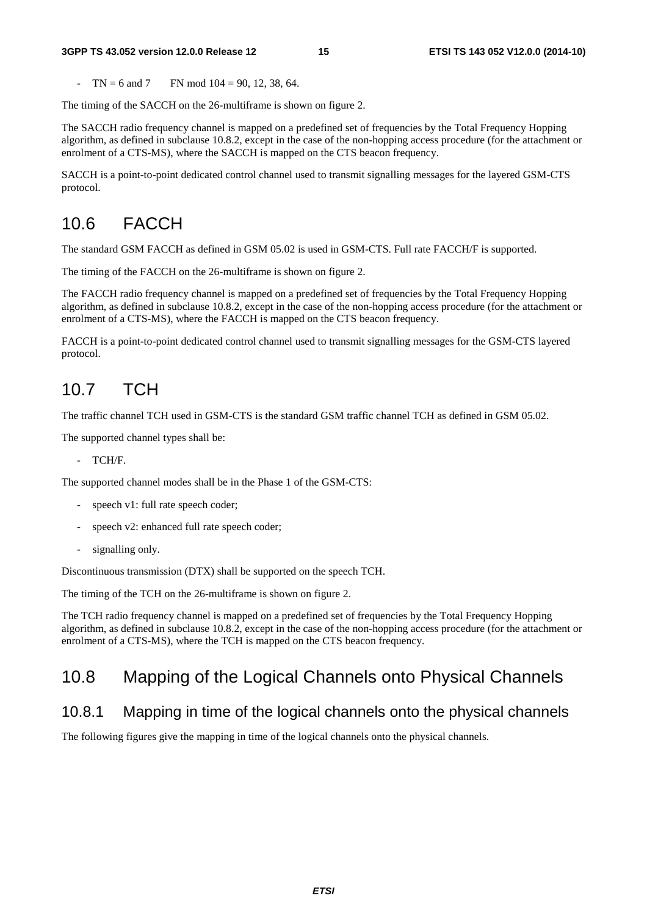- TN = 6 and 7 FN mod 104 = 90, 12, 38, 64.

The timing of the SACCH on the 26-multiframe is shown on figure 2.

The SACCH radio frequency channel is mapped on a predefined set of frequencies by the Total Frequency Hopping algorithm, as defined in subclause 10.8.2, except in the case of the non-hopping access procedure (for the attachment or enrolment of a CTS-MS), where the SACCH is mapped on the CTS beacon frequency.

SACCH is a point-to-point dedicated control channel used to transmit signalling messages for the layered GSM-CTS protocol.

## 10.6 FACCH

The standard GSM FACCH as defined in GSM 05.02 is used in GSM-CTS. Full rate FACCH/F is supported.

The timing of the FACCH on the 26-multiframe is shown on figure 2.

The FACCH radio frequency channel is mapped on a predefined set of frequencies by the Total Frequency Hopping algorithm, as defined in subclause 10.8.2, except in the case of the non-hopping access procedure (for the attachment or enrolment of a CTS-MS), where the FACCH is mapped on the CTS beacon frequency.

FACCH is a point-to-point dedicated control channel used to transmit signalling messages for the GSM-CTS layered protocol.

## 10.7 TCH

The traffic channel TCH used in GSM-CTS is the standard GSM traffic channel TCH as defined in GSM 05.02.

The supported channel types shall be:

- TCH/F.

The supported channel modes shall be in the Phase 1 of the GSM-CTS:

- speech v1: full rate speech coder;
- speech v2: enhanced full rate speech coder;
- signalling only.

Discontinuous transmission (DTX) shall be supported on the speech TCH.

The timing of the TCH on the 26-multiframe is shown on figure 2.

The TCH radio frequency channel is mapped on a predefined set of frequencies by the Total Frequency Hopping algorithm, as defined in subclause 10.8.2, except in the case of the non-hopping access procedure (for the attachment or enrolment of a CTS-MS), where the TCH is mapped on the CTS beacon frequency.

## 10.8 Mapping of the Logical Channels onto Physical Channels

### 10.8.1 Mapping in time of the logical channels onto the physical channels

The following figures give the mapping in time of the logical channels onto the physical channels.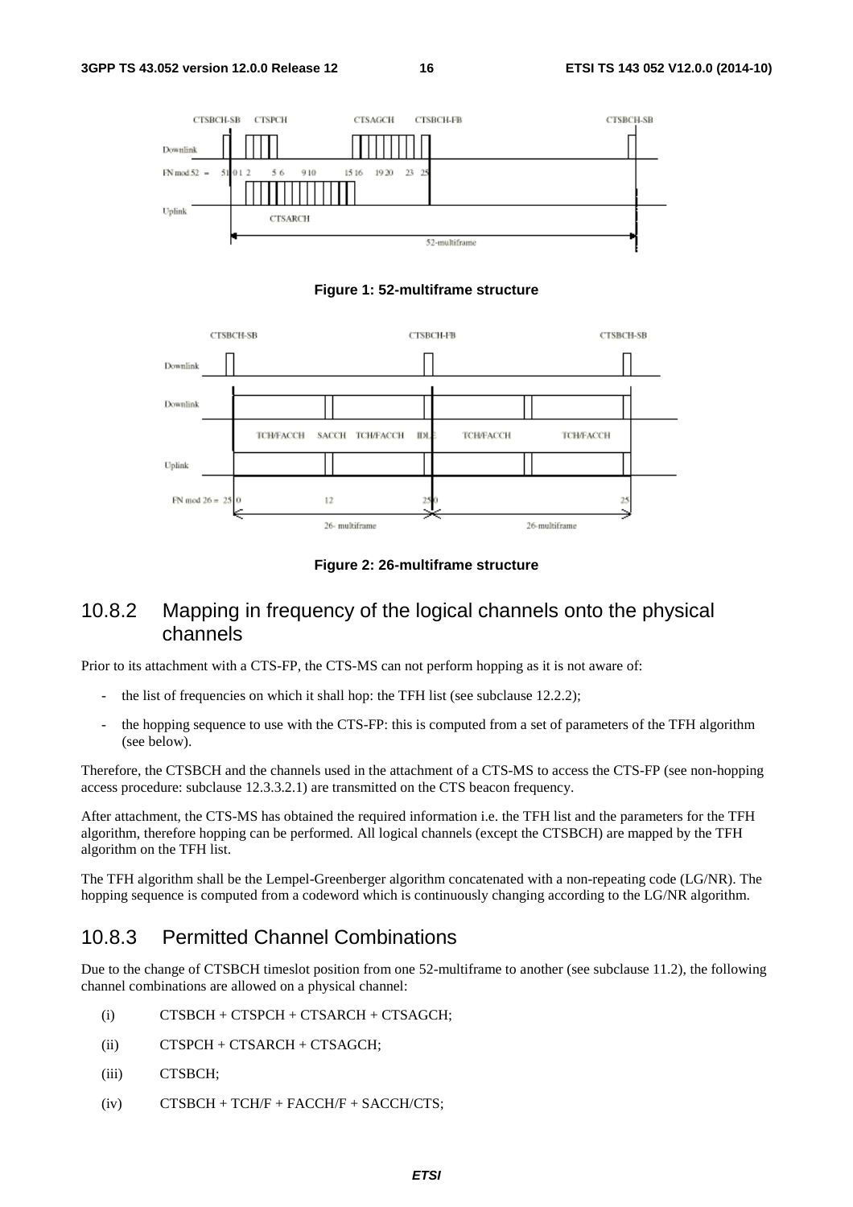Figure 1: 52-multiframe structure

Figure 2: 26-multiframe structure

## 10.8.2 Mapping in frequency of the logical channels onto the physical channels

Prior to its attachment with a CTS-FP, the CTS-MS can not perform hopping as it is not aware of:

- the list of frequencies on which it shall hop: the TFH list (see subclause 12.2.2);
- the hopping sequence to use with the CTS-FP: this is computed from a set of parameters of the TFH algorithm (see below).

Therefore, the CTSBCH and the channels used in the attachment of a CTS-MS to access the CTS-FP (see non-hopping access procedure: subclause 12.3.3.2.1) are transmitted on the CTS beacon frequency.

After attachment, the CTS-MS has obtained the required information i.e. the TFH list and the parameters for the TFH algorithm, therefore hopping can be performed. All logical channels (except the CTSBCH) are mapped by the TFH algorithm on the TFH list.

The TFH algorithm shall be the Lempel-Greenberger algorithm concatenated with a non-repeating code (LG/NR). The hopping sequence is computed from a codeword which is continuously changing according to the LG/NR algorithm.

## 10.8.3 Permitted Channel Combinations

Due to the change of CTSBCH timeslot position from one 52-multiframe to another (see subclause 11.2), the following channel combinations are allowed on a physical channel:

(i) CTSBCH + CTSPCH + CTSARCH + CTSAGCH;

(ii) CTSPCH + CTSARCH + CTSAGCH;

(iii) CTSBCH;

(iv) CTSBCH + TCH/F + FACCH/F + SACCH/CTS;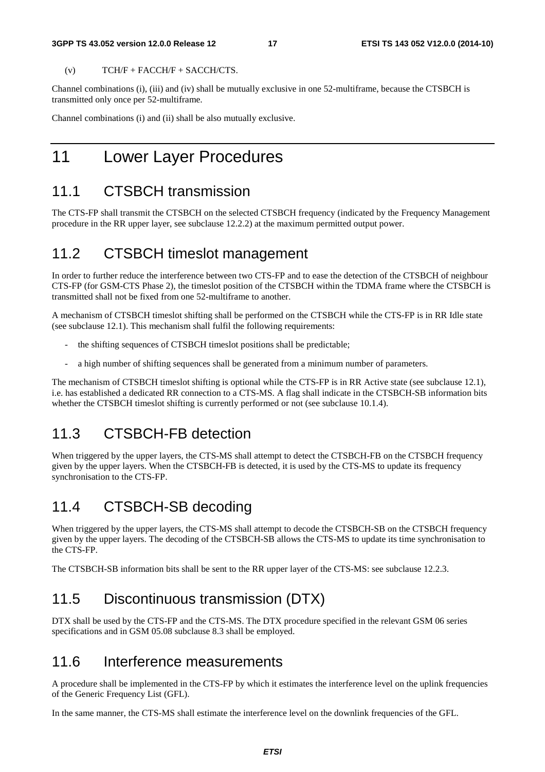(v) TCH/F + FACCH/F + SACCH/CTS.

Channel combinations (i), (iii) and (iv) shall be mutually exclusive in one 52-multiframe, because the CTSBCH is transmitted only once per 52-multiframe.

Channel combinations (i) and (ii) shall be also mutually exclusive.

# 11 Lower Layer Procedures

## 11.1 CTSBCH transmission

The CTS-FP shall transmit the CTSBCH on the selected CTSBCH frequency (indicated by the Frequency Management procedure in the RR upper layer, see subclause 12.2.2) at the maximum permitted output power.

## 11.2 CTSBCH timeslot management

In order to further reduce the interference between two CTS-FP and to ease the detection of the CTSBCH of neighbour CTS-FP (for GSM-CTS Phase 2), the timeslot position of the CTSBCH within the TDMA frame where the CTSBCH is transmitted shall not be fixed from one 52-multiframe to another.

A mechanism of CTSBCH timeslot shifting shall be performed on the CTSBCH while the CTS-FP is in RR Idle state (see subclause 12.1). This mechanism shall fulfil the following requirements:

- the shifting sequences of CTSBCH timeslot positions shall be predictable;
- a high number of shifting sequences shall be generated from a minimum number of parameters.

The mechanism of CTSBCH timeslot shifting is optional while the CTS-FP is in RR Active state (see subclause 12.1), i.e. has established a dedicated RR connection to a CTS-MS. A flag shall indicate in the CTSBCH-SB information bits whether the CTSBCH timeslot shifting is currently performed or not (see subclause 10.1.4).

## 11.3 CTSBCH-FB detection

When triggered by the upper layers, the CTS-MS shall attempt to detect the CTSBCH-FB on the CTSBCH frequency given by the upper layers. When the CTSBCH-FB is detected, it is used by the CTS-MS to update its frequency synchronisation to the CTS-FP.

## 11.4 CTSBCH-SB decoding

When triggered by the upper layers, the CTS-MS shall attempt to decode the CTSBCH-SB on the CTSBCH frequency given by the upper layers. The decoding of the CTSBCH-SB allows the CTS-MS to update its time synchronisation to the CTS-FP.

The CTSBCH-SB information bits shall be sent to the RR upper layer of the CTS-MS: see subclause 12.2.3.

## 11.5 Discontinuous transmission (DTX)

DTX shall be used by the CTS-FP and the CTS-MS. The DTX procedure specified in the relevant GSM 06 series specifications and in GSM 05.08 subclause 8.3 shall be employed.

## 11.6 Interference measurements

A procedure shall be implemented in the CTS-FP by which it estimates the interference level on the uplink frequencies of the Generic Frequency List (GFL).

In the same manner, the CTS-MS shall estimate the interference level on the downlink frequencies of the GFL.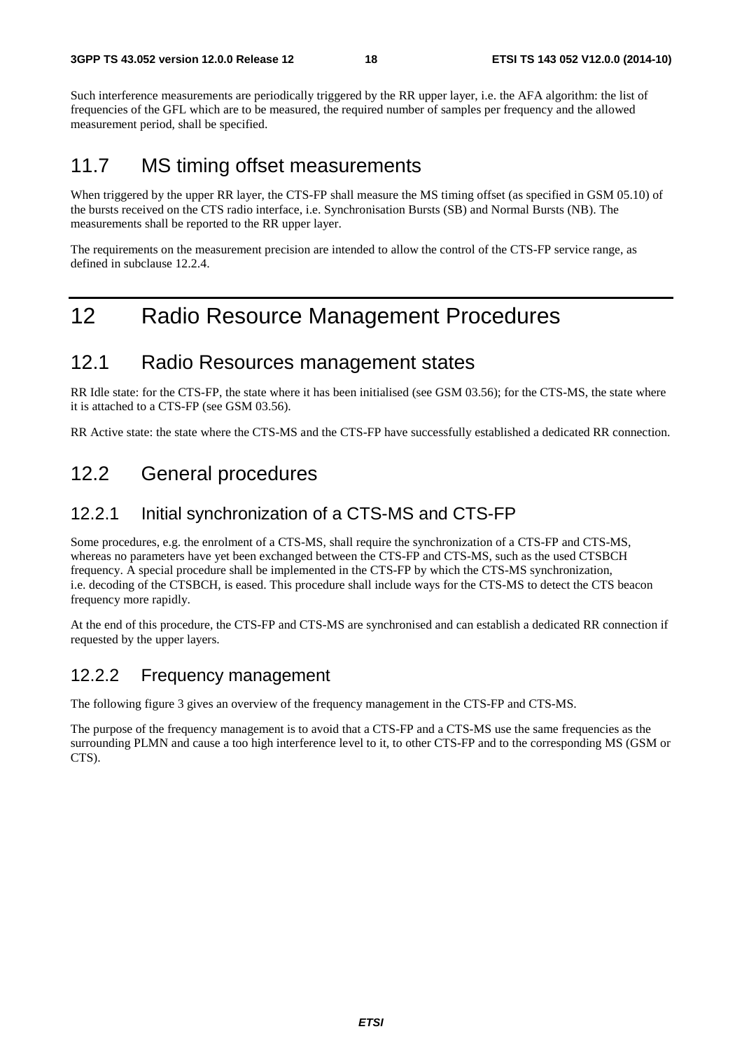Such interference measurements are periodically triggered by the RR upper layer, i.e. the AFA algorithm: the list of frequencies of the GFL which are to be measured, the required number of samples per frequency and the allowed measurement period, shall be specified.

## 11.7 MS timing offset measurements

When triggered by the upper RR layer, the CTS-FP shall measure the MS timing offset (as specified in GSM 05.10) of the bursts received on the CTS radio interface, i.e. Synchronisation Bursts (SB) and Normal Bursts (NB). The measurements shall be reported to the RR upper layer.

The requirements on the measurement precision are intended to allow the control of the CTS-FP service range, as defined in subclause 12.2.4.

# 12 Radio Resource Management Procedures

## 12.1 Radio Resources management states

RR Idle state: for the CTS-FP, the state where it has been initialised (see GSM 03.56); for the CTS-MS, the state where it is attached to a CTS-FP (see GSM 03.56).

RR Active state: the state where the CTS-MS and the CTS-FP have successfully established a dedicated RR connection.

## 12.2 General procedures

### 12.2.1 Initial synchronization of a CTS-MS and CTS-FP

Some procedures, e.g. the enrolment of a CTS-MS, shall require the synchronization of a CTS-FP and CTS-MS, whereas no parameters have yet been exchanged between the CTS-FP and CTS-MS, such as the used CTSBCH frequency. A special procedure shall be implemented in the CTS-FP by which the CTS-MS synchronization, i.e. decoding of the CTSBCH, is eased. This procedure shall include ways for the CTS-MS to detect the CTS beacon frequency more rapidly.

At the end of this procedure, the CTS-FP and CTS-MS are synchronised and can establish a dedicated RR connection if requested by the upper layers.

### 12.2.2 Frequency management

The following figure 3 gives an overview of the frequency management in the CTS-FP and CTS-MS.

The purpose of the frequency management is to avoid that a CTS-FP and a CTS-MS use the same frequencies as the surrounding PLMN and cause a too high interference level to it, to other CTS-FP and to the corresponding MS (GSM or CTS).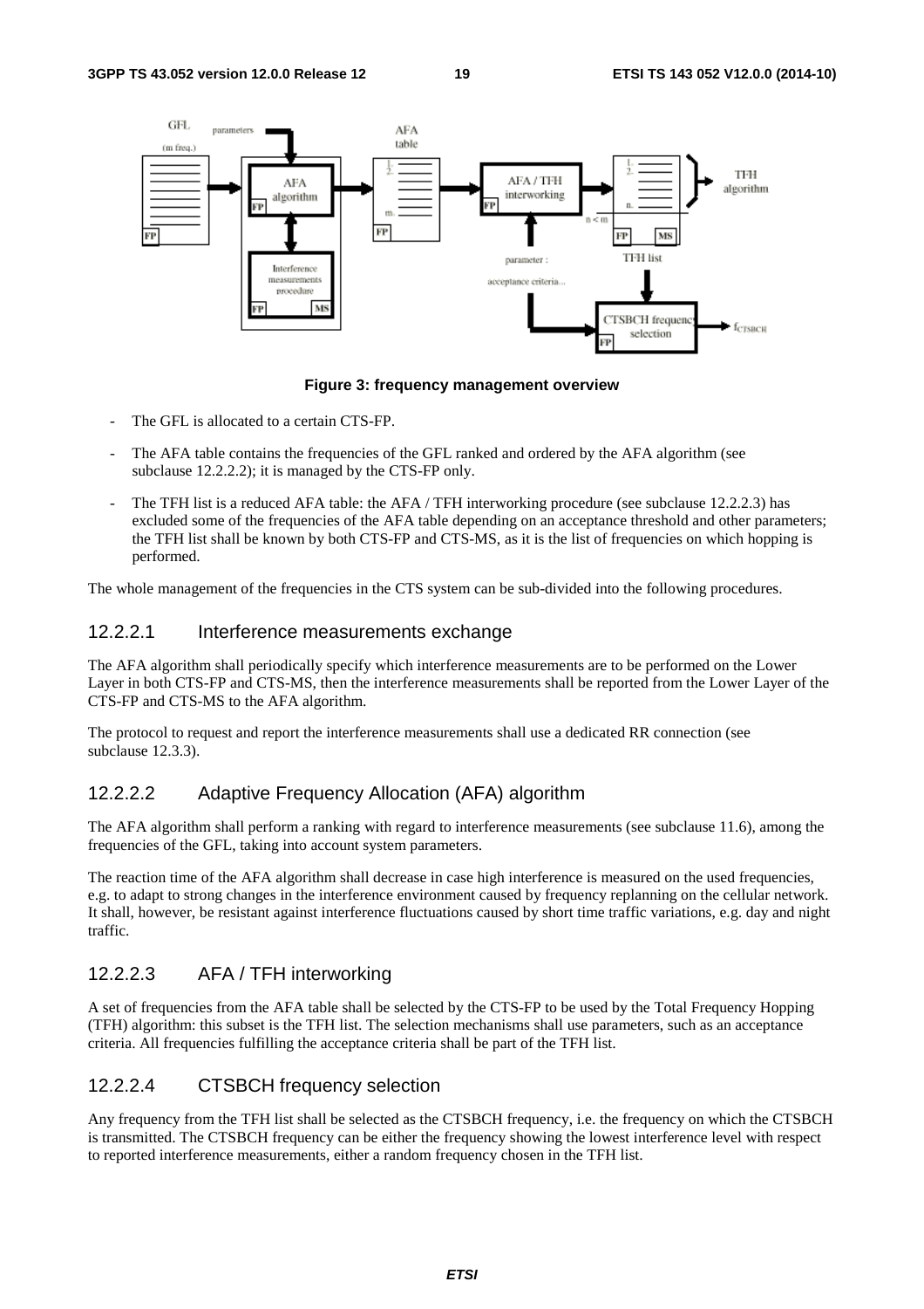Figure 3: frequency management overview

- The GFL is allocated to a certain CTS-FP.
- The AFA table contains the frequencies of the GFL ranked and ordered by the AFA algorithm (see subclause 12.2.2.2); it is managed by the CTS-FP only.
- The TFH list is a reduced AFA table: the AFA / TFH interworking procedure (see subclause 12.2.2.3) has excluded some of the frequencies of the AFA table depending on an acceptance threshold and other parameters; the TFH list shall be known by both CTS-FP and CTS-MS, as it is the list of frequencies on which hopping is performed.

The whole management of the frequencies in the CTS system can be sub-divided into the following procedures.

### 12.2.2.1 Interference measurements exchange

The AFA algorithm shall periodically specify which interference measurements are to be performed on the Lower Layer in both CTS-FP and CTS-MS, then the interference measurements shall be reported from the Lower Layer of the CTS-FP and CTS-MS to the AFA algorithm.

The protocol to request and report the interference measurements shall use a dedicated RR connection (see subclause 12.3.3).

### 12.2.2.2 Adaptive Frequency Allocation (AFA) algorithm

The AFA algorithm shall perform a ranking with regard to interference measurements (see subclause 11.6), among the frequencies of the GFL, taking into account system parameters.

The reaction time of the AFA algorithm shall decrease in case high interference is measured on the used frequencies, e.g. to adapt to strong changes in the interference environment caused by frequency replanning on the cellular network. It shall, however, be resistant against interference fluctuations caused by short time traffic variations, e.g. day and night traffic.

### 12.2.2.3 AFA / TFH interworking

A set of frequencies from the AFA table shall be selected by the CTS-FP to be used by the Total Frequency Hopping (TFH) algorithm: this subset is the TFH list. The selection mechanisms shall use parameters, such as an acceptance criteria. All frequencies fulfilling the acceptance criteria shall be part of the TFH list.

### 12.2.2.4 CTSBCH frequency selection

Any frequency from the TFH list shall be selected as the CTSBCH frequency, i.e. the frequency on which the CTSBCH is transmitted. The CTSBCH frequency can be either the frequency showing the lowest interference level with respect to reported interference measurements, either a random frequency chosen in the TFH list.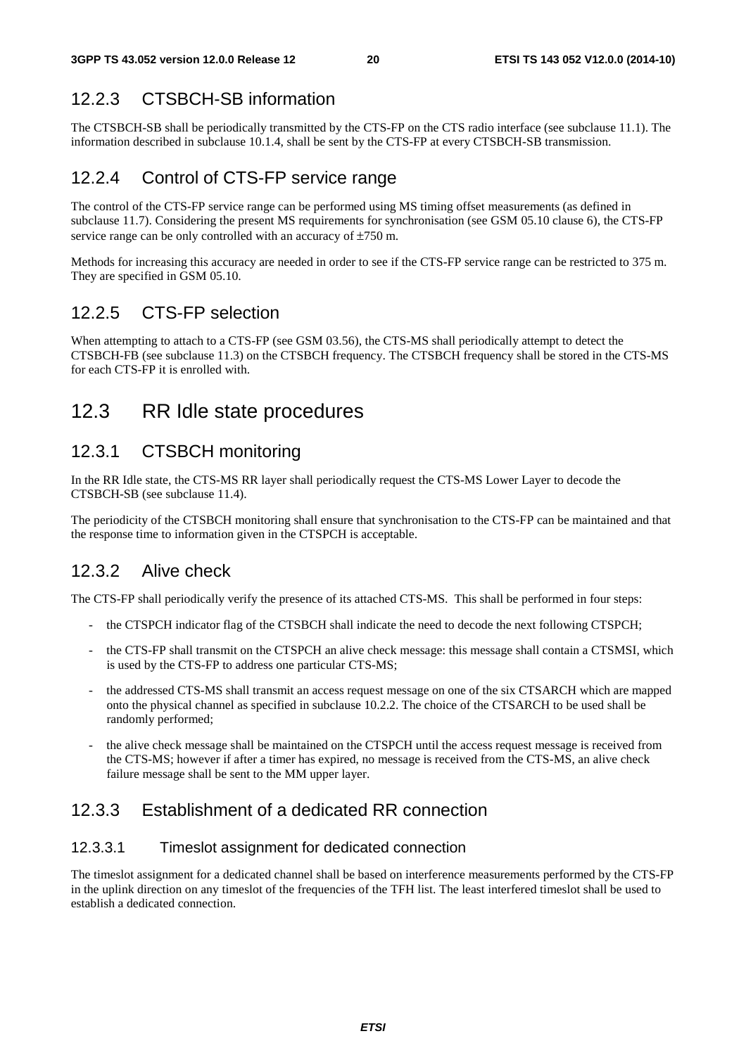### 12.2.3 CTSBCH-SB information

The CTSBCH-SB shall be periodically transmitted by the CTS-FP on the CTS radio interface (see subclause 11.1). The information described in subclause 10.1.4, shall be sent by the CTS-FP at every CTSBCH-SB transmission.

### 12.2.4 Control of CTS-FP service range

The control of the CTS-FP service range can be performed using MS timing offset measurements (as defined in subclause 11.7). Considering the present MS requirements for synchronisation (see GSM 05.10 clause 6), the CTS-FP service range can be only controlled with an accuracy of ±750 m.

Methods for increasing this accuracy are needed in order to see if the CTS-FP service range can be restricted to 375 m. They are specified in GSM 05.10.

### 12.2.5 CTS-FP selection

When attempting to attach to a CTS-FP (see GSM 03.56), the CTS-MS shall periodically attempt to detect the CTSBCH-FB (see subclause 11.3) on the CTSBCH frequency. The CTSBCH frequency shall be stored in the CTS-MS for each CTS-FP it is enrolled with.

## 12.3 RR Idle state procedures

### 12.3.1 CTSBCH monitoring

In the RR Idle state, the CTS-MS RR layer shall periodically request the CTS-MS Lower Layer to decode the CTSBCH-SB (see subclause 11.4).

The periodicity of the CTSBCH monitoring shall ensure that synchronisation to the CTS-FP can be maintained and that the response time to information given in the CTSPCH is acceptable.

### 12.3.2 Alive check

The CTS-FP shall periodically verify the presence of its attached CTS-MS. This shall be performed in four steps:

- the CTSPCH indicator flag of the CTSBCH shall indicate the need to decode the next following CTSPCH;
- the CTS-FP shall transmit on the CTSPCH an alive check message: this message shall contain a CTSMSI, which is used by the CTS-FP to address one particular CTS-MS;
- the addressed CTS-MS shall transmit an access request message on one of the six CTSARCH which are mapped onto the physical channel as specified in subclause 10.2.2. The choice of the CTSARCH to be used shall be randomly performed;
- the alive check message shall be maintained on the CTSPCH until the access request message is received from the CTS-MS; however if after a timer has expired, no message is received from the CTS-MS, an alive check failure message shall be sent to the MM upper layer.

### 12.3.3 Establishment of a dedicated RR connection

#### 12.3.3.1 Timeslot assignment for dedicated connection

The timeslot assignment for a dedicated channel shall be based on interference measurements performed by the CTS-FP in the uplink direction on any timeslot of the frequencies of the TFH list. The least interfered timeslot shall be used to establish a dedicated connection.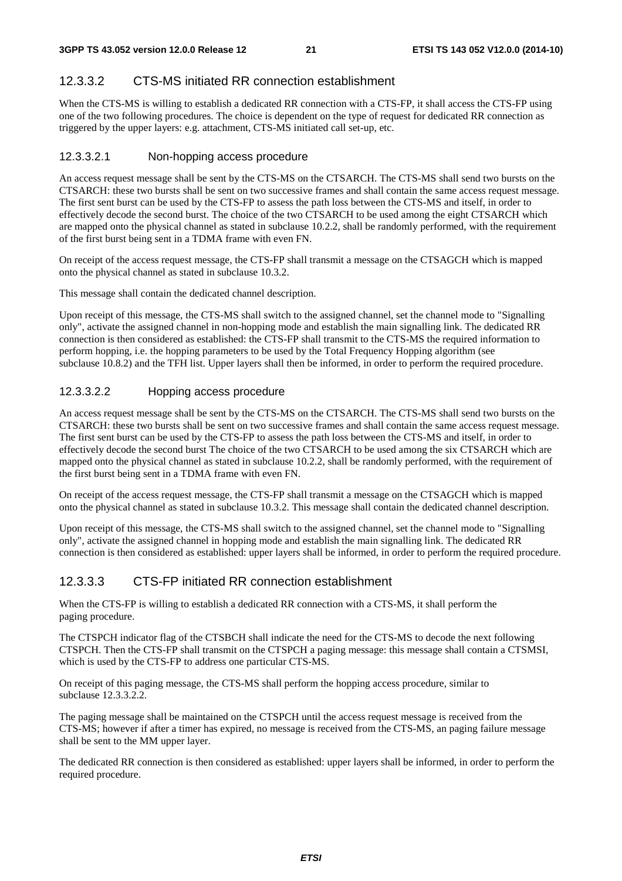#### 12.3.3.2 CTS-MS initiated RR connection establishment

When the CTS-MS is willing to establish a dedicated RR connection with a CTS-FP, it shall access the CTS-FP using one of the two following procedures. The choice is dependent on the type of request for dedicated RR connection as triggered by the upper layers: e.g. attachment, CTS-MS initiated call set-up, etc.

##### 12.3.3.2.1 Non-hopping access procedure

An access request message shall be sent by the CTS-MS on the CTSARCH. The CTS-MS shall send two bursts on the CTSARCH: these two bursts shall be sent on two successive frames and shall contain the same access request message. The first sent burst can be used by the CTS-FP to assess the path loss between the CTS-MS and itself, in order to effectively decode the second burst. The choice of the two CTSARCH to be used among the eight CTSARCH which are mapped onto the physical channel as stated in subclause 10.2.2, shall be randomly performed, with the requirement of the first burst being sent in a TDMA frame with even FN.

On receipt of the access request message, the CTS-FP shall transmit a message on the CTSAGCH which is mapped onto the physical channel as stated in subclause 10.3.2.

This message shall contain the dedicated channel description.

Upon receipt of this message, the CTS-MS shall switch to the assigned channel, set the channel mode to "Signalling only", activate the assigned channel in non-hopping mode and establish the main signalling link. The dedicated RR connection is then considered as established: the CTS-FP shall transmit to the CTS-MS the required information to perform hopping, i.e. the hopping parameters to be used by the Total Frequency Hopping algorithm (see subclause 10.8.2) and the TFH list. Upper layers shall then be informed, in order to perform the required procedure.

##### 12.3.3.2.2 Hopping access procedure

An access request message shall be sent by the CTS-MS on the CTSARCH. The CTS-MS shall send two bursts on the CTSARCH: these two bursts shall be sent on two successive frames and shall contain the same access request message. The first sent burst can be used by the CTS-FP to assess the path loss between the CTS-MS and itself, in order to effectively decode the second burst The choice of the two CTSARCH to be used among the six CTSARCH which are mapped onto the physical channel as stated in subclause 10.2.2, shall be randomly performed, with the requirement of the first burst being sent in a TDMA frame with even FN.

On receipt of the access request message, the CTS-FP shall transmit a message on the CTSAGCH which is mapped onto the physical channel as stated in subclause 10.3.2. This message shall contain the dedicated channel description.

Upon receipt of this message, the CTS-MS shall switch to the assigned channel, set the channel mode to "Signalling only", activate the assigned channel in hopping mode and establish the main signalling link. The dedicated RR connection is then considered as established: upper layers shall be informed, in order to perform the required procedure.

#### 12.3.3.3 CTS-FP initiated RR connection establishment

When the CTS-FP is willing to establish a dedicated RR connection with a CTS-MS, it shall perform the paging procedure.

The CTSPCH indicator flag of the CTSBCH shall indicate the need for the CTS-MS to decode the next following CTSPCH. Then the CTS-FP shall transmit on the CTSPCH a paging message: this message shall contain a CTSMSI, which is used by the CTS-FP to address one particular CTS-MS.

On receipt of this paging message, the CTS-MS shall perform the hopping access procedure, similar to subclause 12.3.3.2.2.

The paging message shall be maintained on the CTSPCH until the access request message is received from the CTS-MS; however if after a timer has expired, no message is received from the CTS-MS, an paging failure message shall be sent to the MM upper layer.

The dedicated RR connection is then considered as established: upper layers shall be informed, in order to perform the required procedure.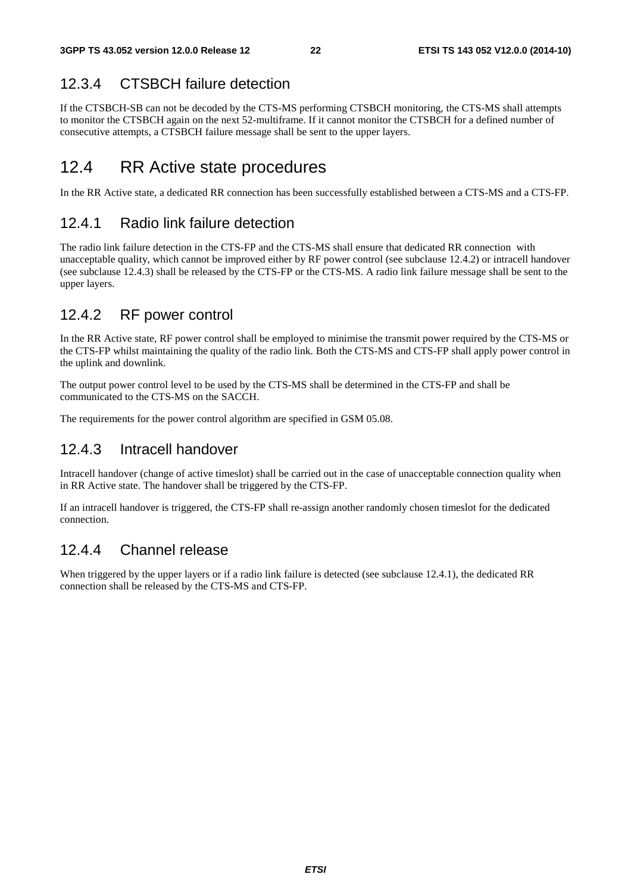### 12.3.4 CTSBCH failure detection

If the CTSBCH-SB can not be decoded by the CTS-MS performing CTSBCH monitoring, the CTS-MS shall attempts to monitor the CTSBCH again on the next 52-multiframe. If it cannot monitor the CTSBCH for a defined number of consecutive attempts, a CTSBCH failure message shall be sent to the upper layers.

## 12.4 RR Active state procedures

In the RR Active state, a dedicated RR connection has been successfully established between a CTS-MS and a CTS-FP.

### 12.4.1 Radio link failure detection

The radio link failure detection in the CTS-FP and the CTS-MS shall ensure that dedicated RR connection with unacceptable quality, which cannot be improved either by RF power control (see subclause 12.4.2) or intracell handover (see subclause 12.4.3) shall be released by the CTS-FP or the CTS-MS. A radio link failure message shall be sent to the upper layers.

### 12.4.2 RF power control

In the RR Active state, RF power control shall be employed to minimise the transmit power required by the CTS-MS or the CTS-FP whilst maintaining the quality of the radio link. Both the CTS-MS and CTS-FP shall apply power control in the uplink and downlink.

The output power control level to be used by the CTS-MS shall be determined in the CTS-FP and shall be communicated to the CTS-MS on the SACCH.

The requirements for the power control algorithm are specified in GSM 05.08.

### 12.4.3 Intracell handover

Intracell handover (change of active timeslot) shall be carried out in the case of unacceptable connection quality when in RR Active state. The handover shall be triggered by the CTS-FP.

If an intracell handover is triggered, the CTS-FP shall re-assign another randomly chosen timeslot for the dedicated connection.

### 12.4.4 Channel release

When triggered by the upper layers or if a radio link failure is detected (see subclause 12.4.1), the dedicated RR connection shall be released by the CTS-MS and CTS-FP.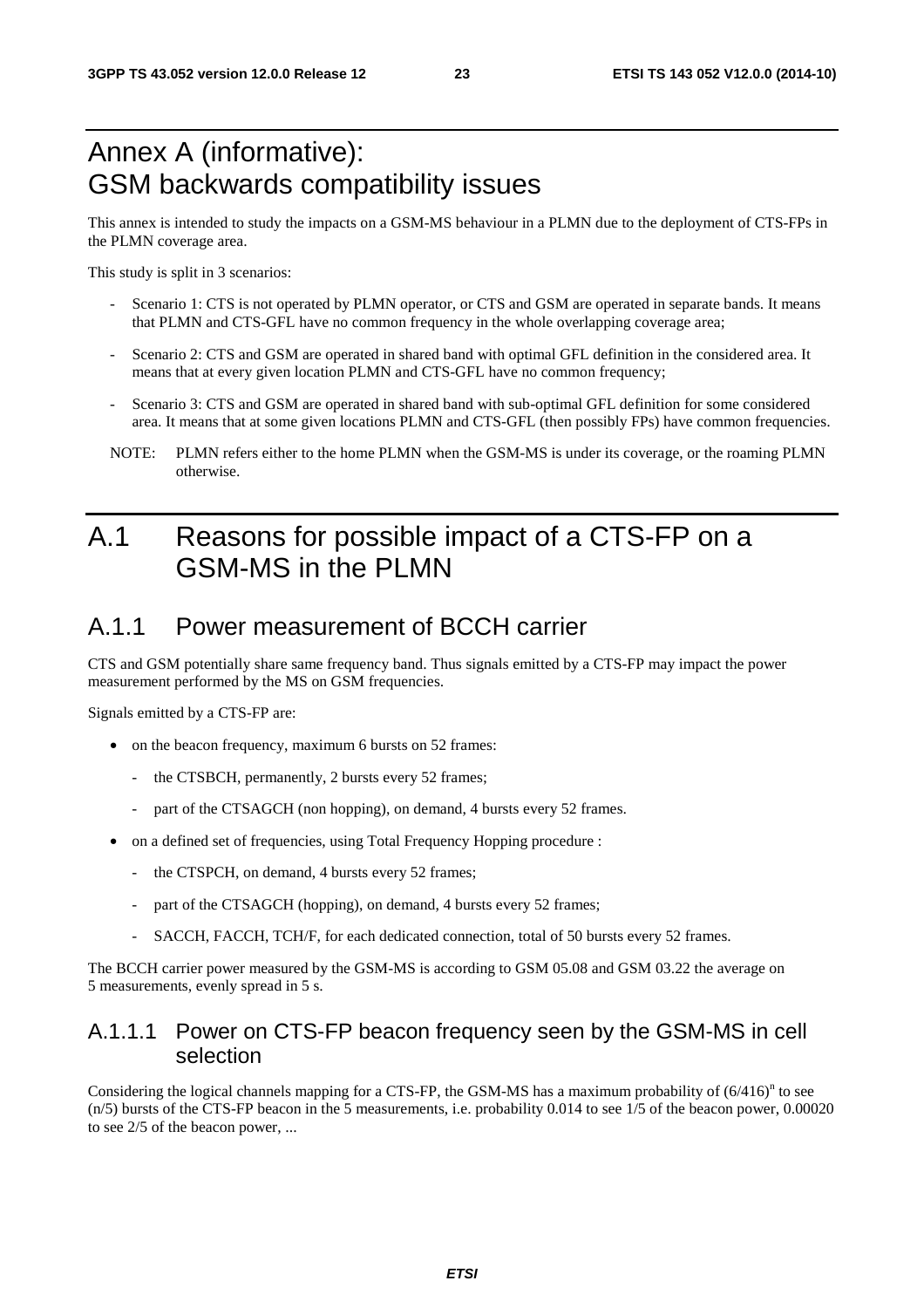# Annex A (informative): GSM backwards compatibility issues

This annex is intended to study the impacts on a GSM-MS behaviour in a PLMN due to the deployment of CTS-FPs in the PLMN coverage area.

This study is split in 3 scenarios:

- Scenario 1: CTS is not operated by PLMN operator, or CTS and GSM are operated in separate bands. It means that PLMN and CTS-GFL have no common frequency in the whole overlapping coverage area;
- Scenario 2: CTS and GSM are operated in shared band with optimal GFL definition in the considered area. It means that at every given location PLMN and CTS-GFL have no common frequency;
- Scenario 3: CTS and GSM are operated in shared band with sub-optimal GFL definition for some considered area. It means that at some given locations PLMN and CTS-GFL (then possibly FPs) have common frequencies.

NOTE: PLMN refers either to the home PLMN when the GSM-MS is under its coverage, or the roaming PLMN otherwise.

# A.1 Reasons for possible impact of a CTS-FP on a GSM-MS in the PLMN

## A.1.1 Power measurement of BCCH carrier

CTS and GSM potentially share same frequency band. Thus signals emitted by a CTS-FP may impact the power measurement performed by the MS on GSM frequencies.

Signals emitted by a CTS-FP are:

- on the beacon frequency, maximum 6 bursts on 52 frames:
  - the CTSBCH, permanently, 2 bursts every 52 frames;
  - part of the CTSAGCH (non hopping), on demand, 4 bursts every 52 frames.
- on a defined set of frequencies, using Total Frequency Hopping procedure :
  - the CTSPCH, on demand, 4 bursts every 52 frames;
  - part of the CTSAGCH (hopping), on demand, 4 bursts every 52 frames;
  - SACCH, FACCH, TCH/F, for each dedicated connection, total of 50 bursts every 52 frames.

The BCCH carrier power measured by the GSM-MS is according to GSM 05.08 and GSM 03.22 the average on 5 measurements, evenly spread in 5 s.

### A.1.1.1 Power on CTS-FP beacon frequency seen by the GSM-MS in cell selection

Considering the logical channels mapping for a CTS-FP, the GSM-MS has a maximum probability of $(6/416)^n$ to see (n/5) bursts of the CTS-FP beacon in the 5 measurements, i.e. probability 0.014 to see 1/5 of the beacon power, 0.00020 to see 2/5 of the beacon power, ...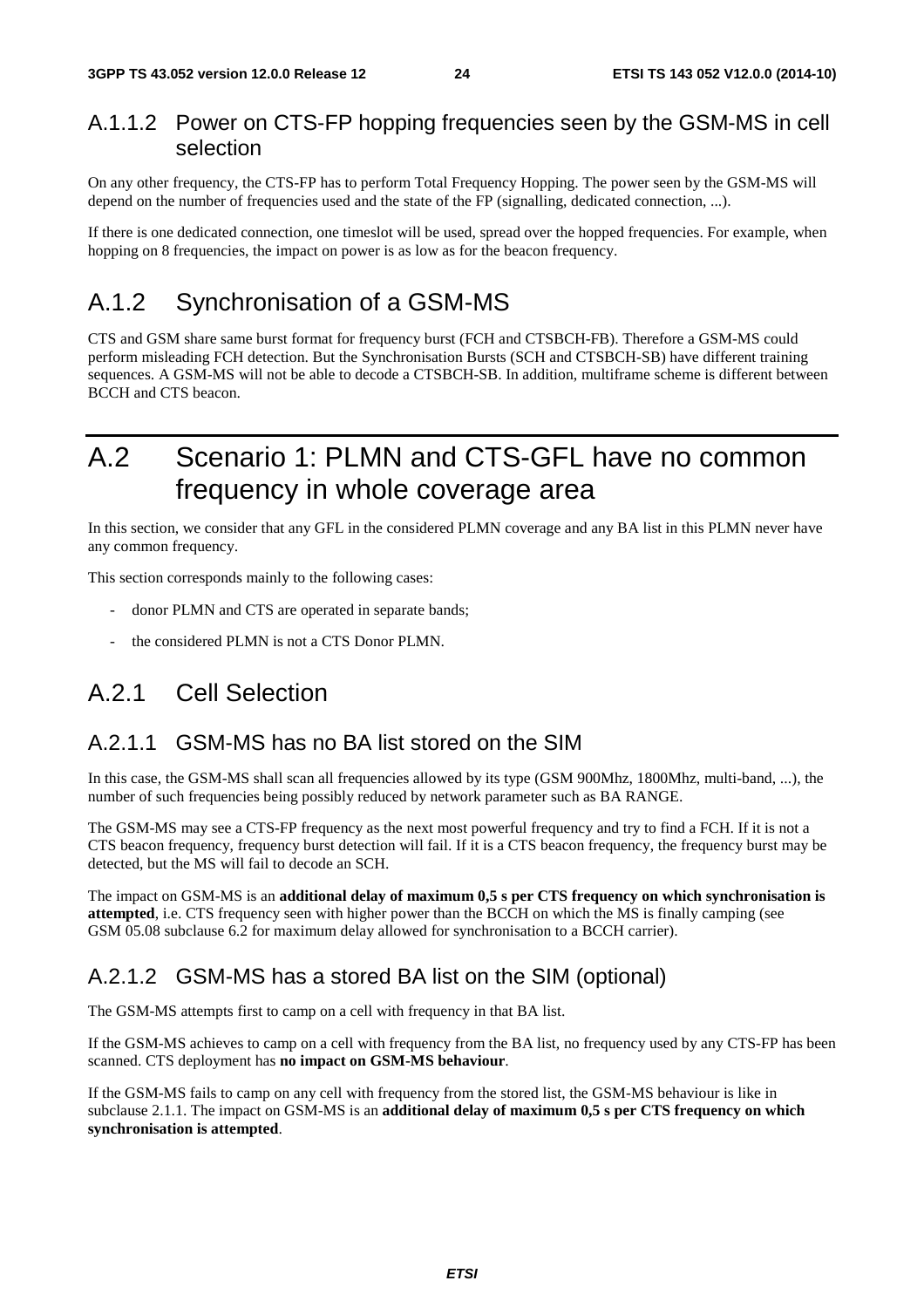### A.1.1.2 Power on CTS-FP hopping frequencies seen by the GSM-MS in cell selection

On any other frequency, the CTS-FP has to perform Total Frequency Hopping. The power seen by the GSM-MS will depend on the number of frequencies used and the state of the FP (signalling, dedicated connection, ...).

If there is one dedicated connection, one timeslot will be used, spread over the hopped frequencies. For example, when hopping on 8 frequencies, the impact on power is as low as for the beacon frequency.

## A.1.2 Synchronisation of a GSM-MS

CTS and GSM share same burst format for frequency burst (FCH and CTSBCH-FB). Therefore a GSM-MS could perform misleading FCH detection. But the Synchronisation Bursts (SCH and CTSBCH-SB) have different training sequences. A GSM-MS will not be able to decode a CTSBCH-SB. In addition, multiframe scheme is different between BCCH and CTS beacon.

# A.2 Scenario 1: PLMN and CTS-GFL have no common frequency in whole coverage area

In this section, we consider that any GFL in the considered PLMN coverage and any BA list in this PLMN never have any common frequency.

This section corresponds mainly to the following cases:

- donor PLMN and CTS are operated in separate bands;
- the considered PLMN is not a CTS Donor PLMN.

## A.2.1 Cell Selection

### A.2.1.1 GSM-MS has no BA list stored on the SIM

In this case, the GSM-MS shall scan all frequencies allowed by its type (GSM 900Mhz, 1800Mhz, multi-band, ...), the number of such frequencies being possibly reduced by network parameter such as BA RANGE.

The GSM-MS may see a CTS-FP frequency as the next most powerful frequency and try to find a FCH. If it is not a CTS beacon frequency, frequency burst detection will fail. If it is a CTS beacon frequency, the frequency burst may be detected, but the MS will fail to decode an SCH.

The impact on GSM-MS is an **additional delay of maximum 0,5 s per CTS frequency on which synchronisation is attempted**, i.e. CTS frequency seen with higher power than the BCCH on which the MS is finally camping (see GSM 05.08 subclause 6.2 for maximum delay allowed for synchronisation to a BCCH carrier).

### A.2.1.2 GSM-MS has a stored BA list on the SIM (optional)

The GSM-MS attempts first to camp on a cell with frequency in that BA list.

If the GSM-MS achieves to camp on a cell with frequency from the BA list, no frequency used by any CTS-FP has been scanned. CTS deployment has **no impact on GSM-MS behaviour**.

If the GSM-MS fails to camp on any cell with frequency from the stored list, the GSM-MS behaviour is like in subclause 2.1.1. The impact on GSM-MS is an **additional delay of maximum 0,5 s per CTS frequency on which synchronisation is attempted**.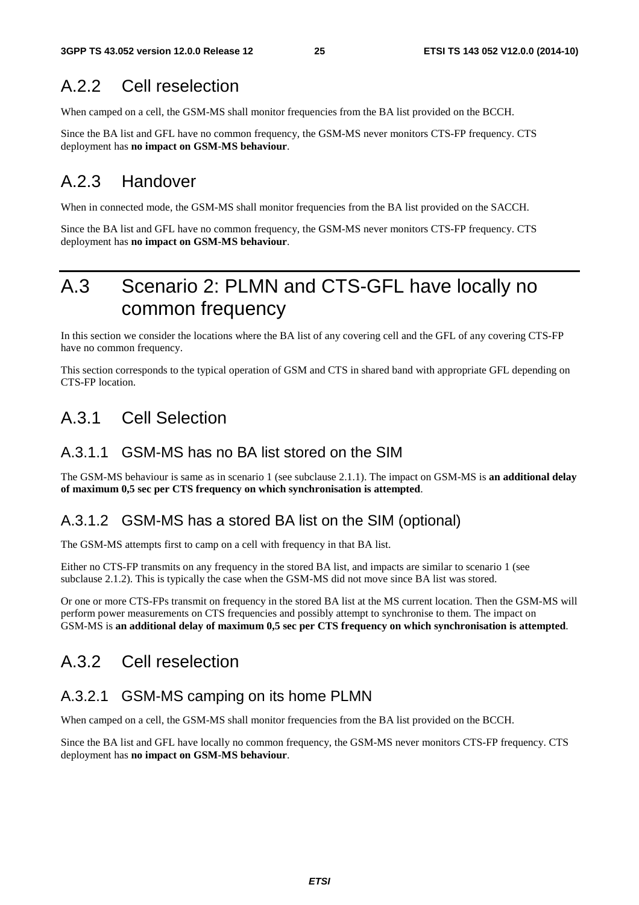## A.2.2 Cell reselection

When camped on a cell, the GSM-MS shall monitor frequencies from the BA list provided on the BCCH.

Since the BA list and GFL have no common frequency, the GSM-MS never monitors CTS-FP frequency. CTS deployment has **no impact on GSM-MS behaviour**.

## A.2.3 Handover

When in connected mode, the GSM-MS shall monitor frequencies from the BA list provided on the SACCH.

Since the BA list and GFL have no common frequency, the GSM-MS never monitors CTS-FP frequency. CTS deployment has **no impact on GSM-MS behaviour**.

# A.3 Scenario 2: PLMN and CTS-GFL have locally no common frequency

In this section we consider the locations where the BA list of any covering cell and the GFL of any covering CTS-FP have no common frequency.

This section corresponds to the typical operation of GSM and CTS in shared band with appropriate GFL depending on CTS-FP location.

## A.3.1 Cell Selection

### A.3.1.1 GSM-MS has no BA list stored on the SIM

The GSM-MS behaviour is same as in scenario 1 (see subclause 2.1.1). The impact on GSM-MS is **an additional delay of maximum 0,5 sec per CTS frequency on which synchronisation is attempted**.

### A.3.1.2 GSM-MS has a stored BA list on the SIM (optional)

The GSM-MS attempts first to camp on a cell with frequency in that BA list.

Either no CTS-FP transmits on any frequency in the stored BA list, and impacts are similar to scenario 1 (see subclause 2.1.2). This is typically the case when the GSM-MS did not move since BA list was stored.

Or one or more CTS-FPs transmit on frequency in the stored BA list at the MS current location. Then the GSM-MS will perform power measurements on CTS frequencies and possibly attempt to synchronise to them. The impact on GSM-MS is **an additional delay of maximum 0,5 sec per CTS frequency on which synchronisation is attempted**.

## A.3.2 Cell reselection

### A.3.2.1 GSM-MS camping on its home PLMN

When camped on a cell, the GSM-MS shall monitor frequencies from the BA list provided on the BCCH.

Since the BA list and GFL have locally no common frequency, the GSM-MS never monitors CTS-FP frequency. CTS deployment has **no impact on GSM-MS behaviour**.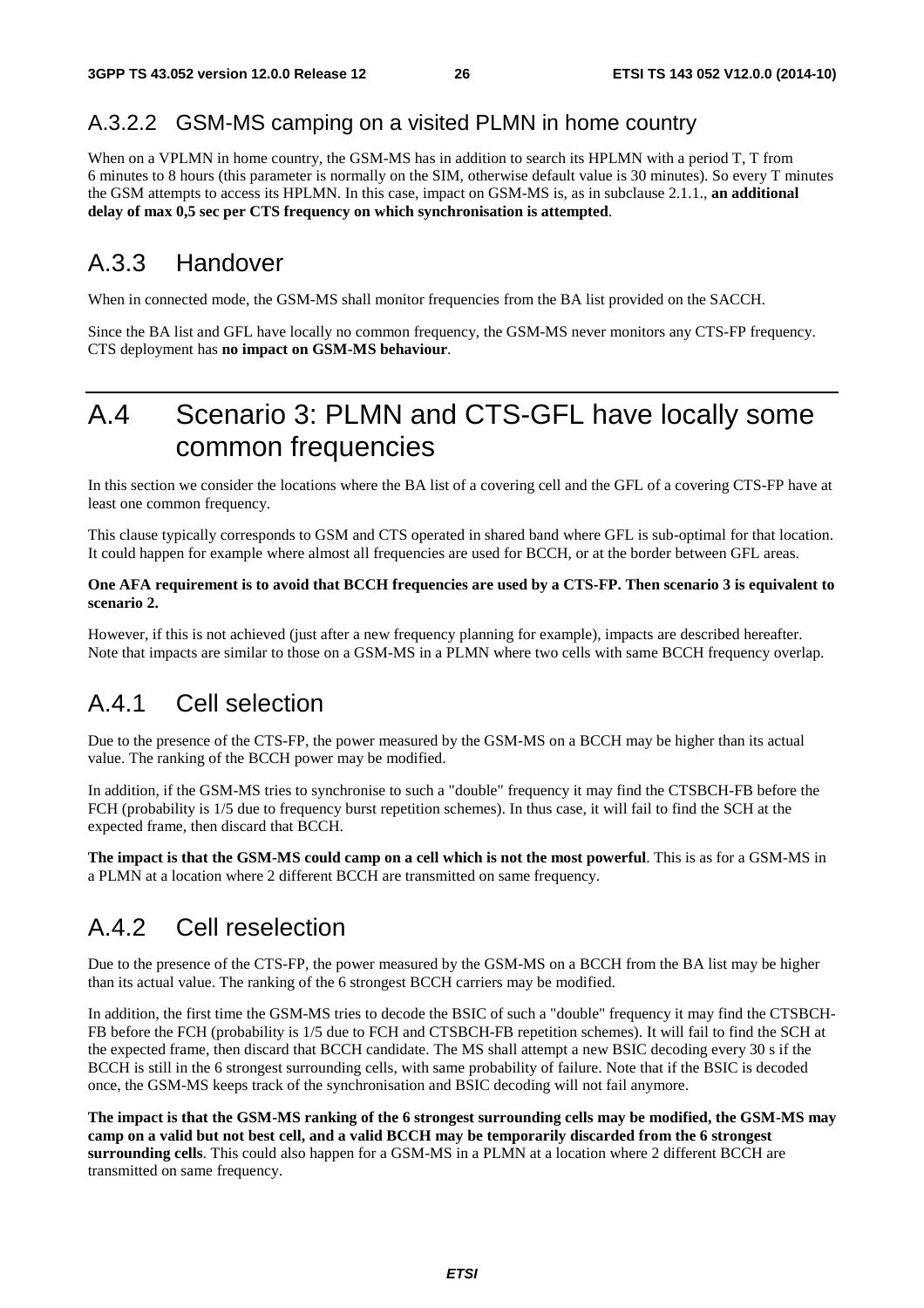### A.3.2.2 GSM-MS camping on a visited PLMN in home country

When on a VPLMN in home country, the GSM-MS has in addition to search its HPLMN with a period T, T from 6 minutes to 8 hours (this parameter is normally on the SIM, otherwise default value is 30 minutes). So every T minutes the GSM attempts to access its HPLMN. In this case, impact on GSM-MS is, as in subclause 2.1.1., **an additional delay of max 0,5 sec per CTS frequency on which synchronisation is attempted**.

## A.3.3 Handover

When in connected mode, the GSM-MS shall monitor frequencies from the BA list provided on the SACCH.

Since the BA list and GFL have locally no common frequency, the GSM-MS never monitors any CTS-FP frequency. CTS deployment has **no impact on GSM-MS behaviour**.

# A.4 Scenario 3: PLMN and CTS-GFL have locally some common frequencies

In this section we consider the locations where the BA list of a covering cell and the GFL of a covering CTS-FP have at least one common frequency.

This clause typically corresponds to GSM and CTS operated in shared band where GFL is sub-optimal for that location. It could happen for example where almost all frequencies are used for BCCH, or at the border between GFL areas.

**One AFA requirement is to avoid that BCCH frequencies are used by a CTS-FP. Then scenario 3 is equivalent to scenario 2.**

However, if this is not achieved (just after a new frequency planning for example), impacts are described hereafter. Note that impacts are similar to those on a GSM-MS in a PLMN where two cells with same BCCH frequency overlap.

## A.4.1 Cell selection

Due to the presence of the CTS-FP, the power measured by the GSM-MS on a BCCH may be higher than its actual value. The ranking of the BCCH power may be modified.

In addition, if the GSM-MS tries to synchronise to such a "double" frequency it may find the CTSBCH-FB before the FCH (probability is 1/5 due to FCH and CTSBCH-FB repetition schemes). In thus case, it will fail to find the SCH at the expected frame, then discard that BCCH.

**The impact is that the GSM-MS could camp on a cell which is not the most powerful**. This is as for a GSM-MS in a PLMN at a location where 2 different BCCH are transmitted on same frequency.

## A.4.2 Cell reselection

Due to the presence of the CTS-FP, the power measured by the GSM-MS on a BCCH from the BA list may be higher than its actual value. The ranking of the 6 strongest BCCH carriers may be modified.

In addition, the first time the GSM-MS tries to decode the BSIC of such a "double" frequency it may find the CTSBCH-FB before the FCH (probability is 1/5 due to FCH and CTSBCH-FB repetition schemes). It will fail to find the SCH at the expected frame, then discard that BCCH candidate. The MS shall attempt a new BSIC decoding every 30 s if the BCCH is still in the 6 strongest surrounding cells, with same probability of failure. Note that if the BSIC is decoded once, the GSM-MS keeps track of the synchronisation and BSIC decoding will not fail anymore.

**The impact is that the GSM-MS ranking of the 6 strongest surrounding cells may be modified, the GSM-MS may camp on a valid but not best cell, and a valid BCCH may be temporarily discarded from the 6 strongest surrounding cells**. This could also happen for a GSM-MS in a PLMN at a location where 2 different BCCH are transmitted on same frequency.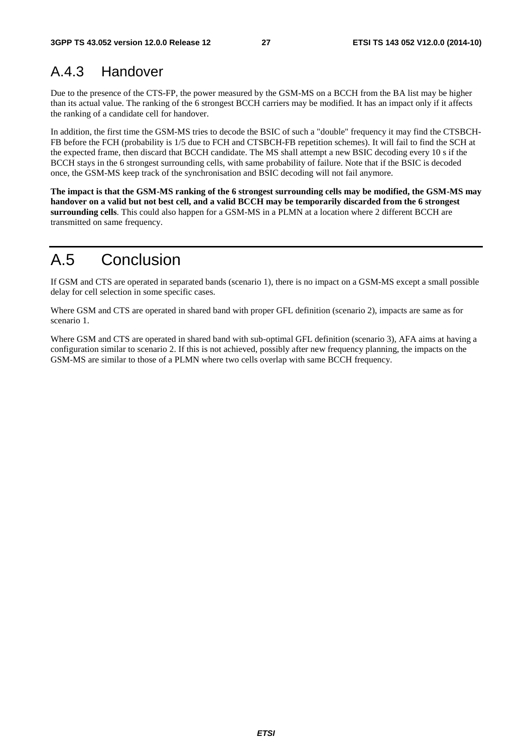### A.4.3 Handover

Due to the presence of the CTS-FP, the power measured by the GSM-MS on a BCCH from the BA list may be higher than its actual value. The ranking of the 6 strongest BCCH carriers may be modified. It has an impact only if it affects the ranking of a candidate cell for handover.

In addition, the first time the GSM-MS tries to decode the BSIC of such a "double" frequency it may find the CTSBCH-FB before the FCH (probability is 1/5 due to FCH and CTSBCH-FB repetition schemes). It will fail to find the SCH at the expected frame, then discard that BCCH candidate. The MS shall attempt a new BSIC decoding every 10 s if the BCCH stays in the 6 strongest surrounding cells, with same probability of failure. Note that if the BSIC is decoded once, the GSM-MS keep track of the synchronisation and BSIC decoding will not fail anymore.

**The impact is that the GSM-MS ranking of the 6 strongest surrounding cells may be modified, the GSM-MS may handover on a valid but not best cell, and a valid BCCH may be temporarily discarded from the 6 strongest surrounding cells**. This could also happen for a GSM-MS in a PLMN at a location where 2 different BCCH are transmitted on same frequency.

## A.5 Conclusion

If GSM and CTS are operated in separated bands (scenario 1), there is no impact on a GSM-MS except a small possible delay for cell selection in some specific cases.

Where GSM and CTS are operated in shared band with proper GFL definition (scenario 2), impacts are same as for scenario 1.

Where GSM and CTS are operated in shared band with sub-optimal GFL definition (scenario 3), AFA aims at having a configuration similar to scenario 2. If this is not achieved, possibly after new frequency planning, the impacts on the GSM-MS are similar to those of a PLMN where two cells overlap with same BCCH frequency.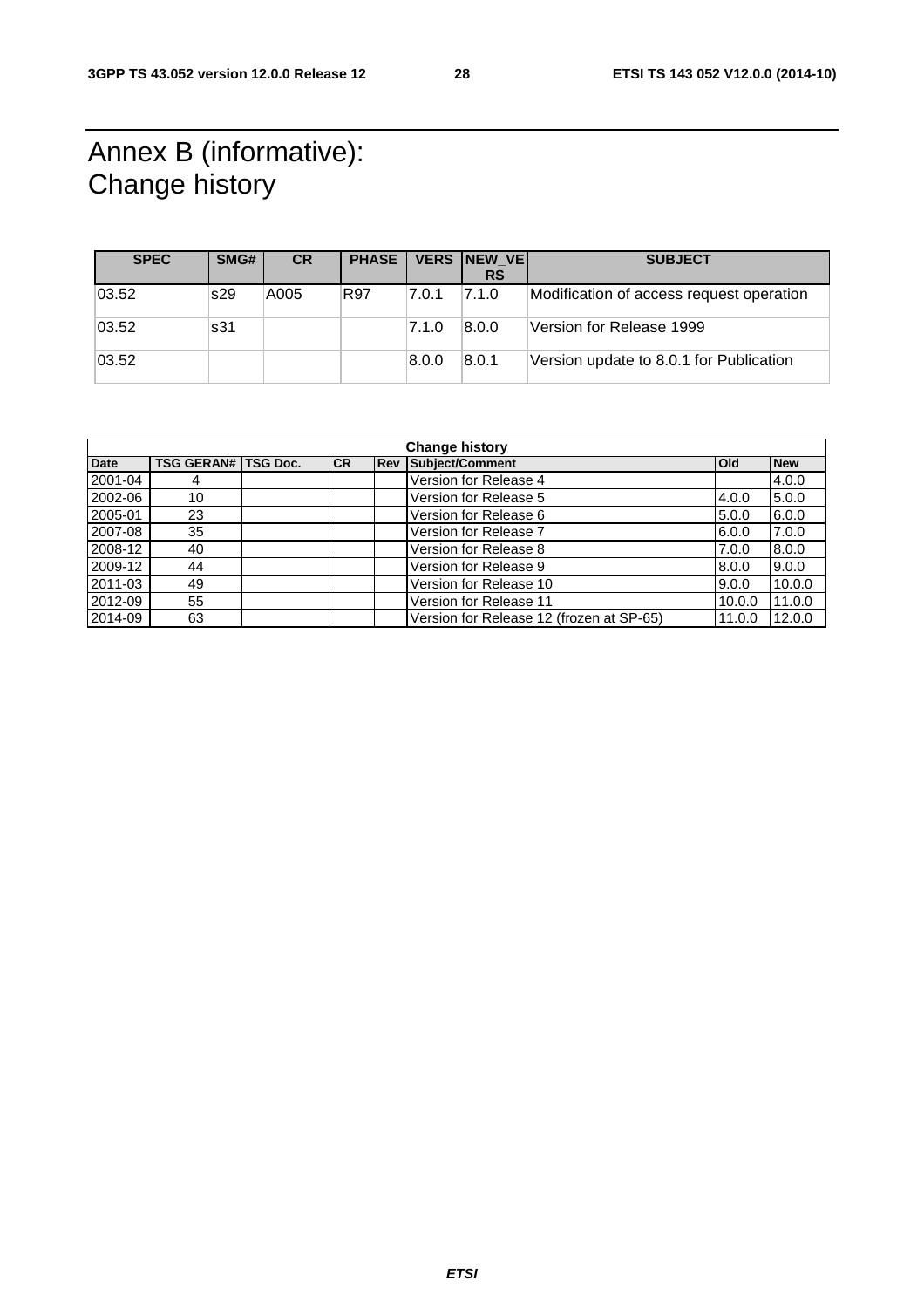# Annex B (informative): Change history

| SPEC | SMG# | CR | PHASE | VERS | NEW_VERS | SUBJECT |
|---|---|---|---|---|---|---|
| 03.52 | s29 | A005 | R97 | 7.0.1 | 7.1.0 | Modification of access request operation |
| 03.52 | s31 | | | 7.1.0 | 8.0.0 | Version for Release 1999 |
| 03.52 | | | | 8.0.0 | 8.0.1 | Version update to 8.0.1 for Publication |

| Change history | | | | | | | |
|---|---|---|---|---|---|---|---|
| **Date** | **TSG GERAN#** | **TSG Doc.** | **CR** | **Rev** | **Subject/Comment** | **Old** | **New** |
| 2001-04 | 4 | | | | Version for Release 4 | | 4.0.0 |
| 2002-06 | 10 | | | | Version for Release 5 | 4.0.0 | 5.0.0 |
| 2005-01 | 23 | | | | Version for Release 6 | 5.0.0 | 6.0.0 |
| 2007-08 | 35 | | | | Version for Release 7 | 6.0.0 | 7.0.0 |
| 2008-12 | 40 | | | | Version for Release 8 | 7.0.0 | 8.0.0 |
| 2009-12 | 44 | | | | Version for Release 9 | 8.0.0 | 9.0.0 |
| 2011-03 | 49 | | | | Version for Release 10 | 9.0.0 | 10.0.0 |
| 2012-09 | 55 | | | | Version for Release 11 | 10.0.0 | 11.0.0 |
| 2014-09 | 63 | | | | Version for Release 12 (frozen at SP-65) | 11.0.0 | 12.0.0 |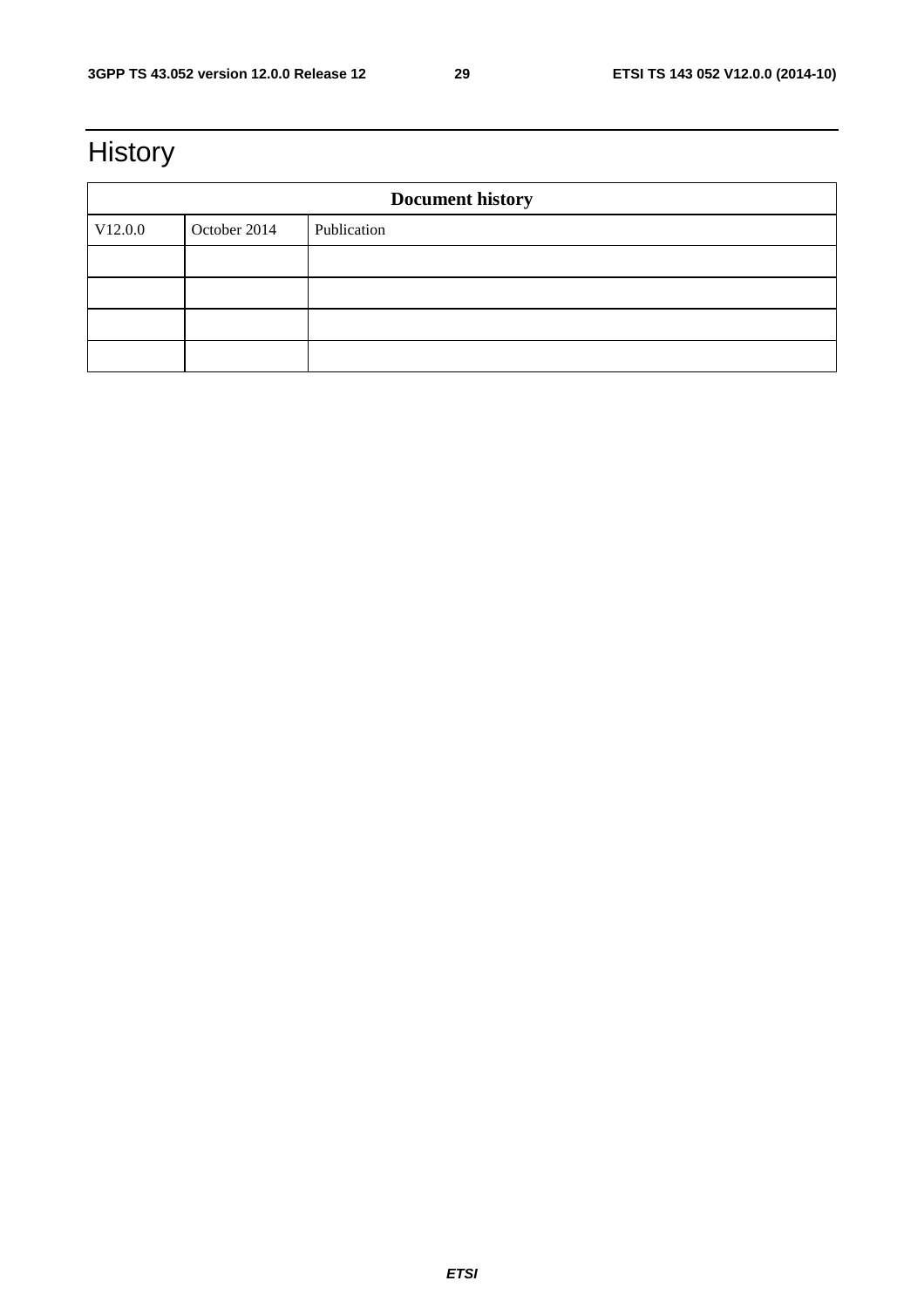# History

| Document history | | |
|---|---|---|
| V12.0.0 | October 2014 | Publication |
| | | |
| | | |
| | | |
| | | |